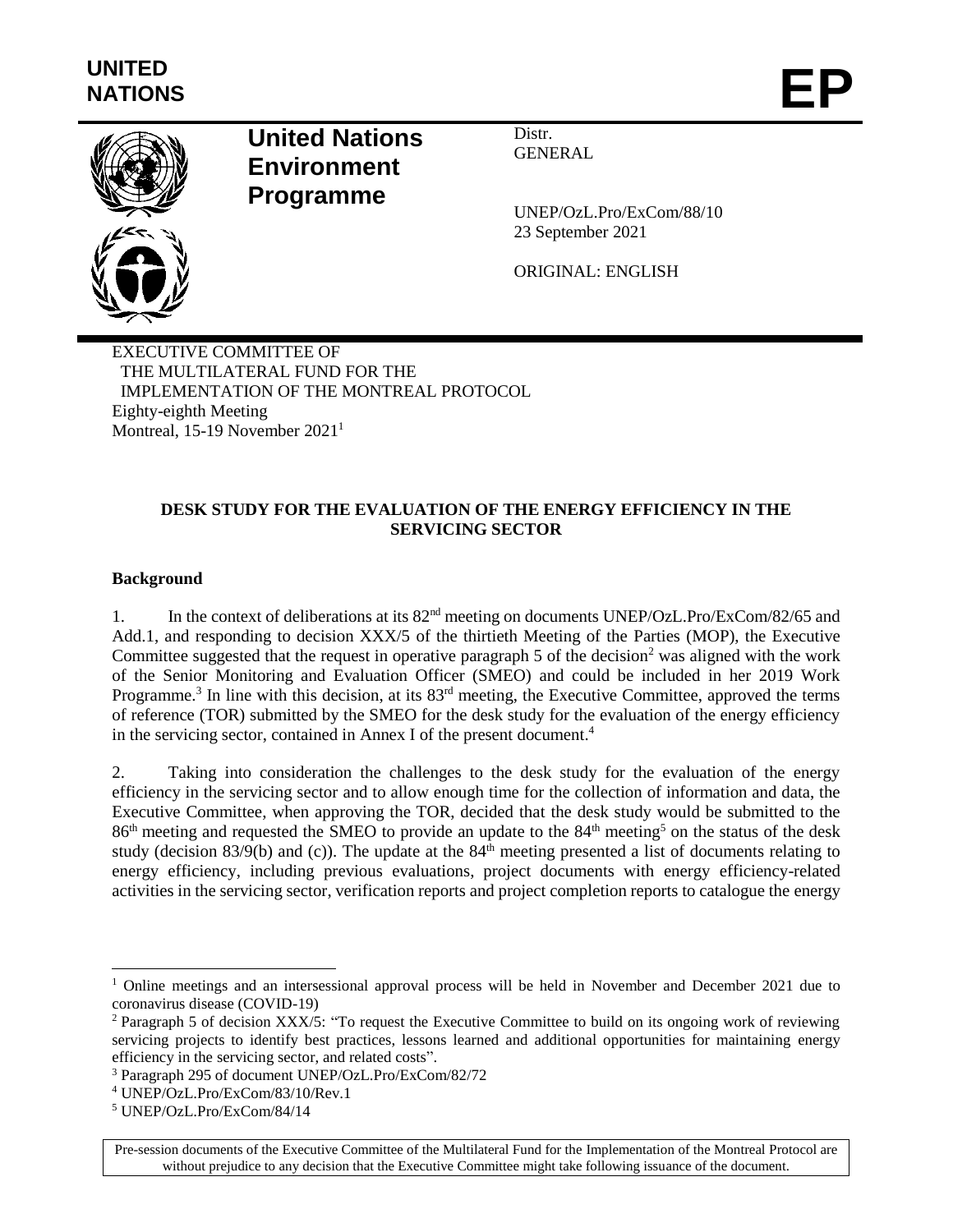UNITED NATIONS

# EP

**United Nations Environment Programme**

Distr.
GENERAL

UNEP/OzL.Pro/ExCom/88/10
23 September 2021

ORIGINAL: ENGLISH

EXECUTIVE COMMITTEE OF
THE MULTILATERAL FUND FOR THE
IMPLEMENTATION OF THE MONTREAL PROTOCOL
Eighty-eighth Meeting
Montreal, 15-19 November 2021[1]

## DESK STUDY FOR THE EVALUATION OF THE ENERGY EFFICIENCY IN THE SERVICING SECTOR

### Background

1. In the context of deliberations at its 82nd meeting on documents UNEP/OzL.Pro/ExCom/82/65 and Add.1, and responding to decision XXX/5 of the thirtieth Meeting of the Parties (MOP), the Executive Committee suggested that the request in operative paragraph 5 of the decision[2] was aligned with the work of the Senior Monitoring and Evaluation Officer (SMEO) and could be included in her 2019 Work Programme.[3] In line with this decision, at its 83rd meeting, the Executive Committee, approved the terms of reference (TOR) submitted by the SMEO for the desk study for the evaluation of the energy efficiency in the servicing sector, contained in Annex I of the present document.[4]

2. Taking into consideration the challenges to the desk study for the evaluation of the energy efficiency in the servicing sector and to allow enough time for the collection of information and data, the Executive Committee, when approving the TOR, decided that the desk study would be submitted to the 86th meeting and requested the SMEO to provide an update to the 84th meeting[5] on the status of the desk study (decision 83/9(b) and (c)). The update at the 84th meeting presented a list of documents relating to energy efficiency, including previous evaluations, project documents with energy efficiency-related activities in the servicing sector, verification reports and project completion reports to catalogue the energy

---

[1] Online meetings and an intersessional approval process will be held in November and December 2021 due to coronavirus disease (COVID-19)

[2] Paragraph 5 of decision XXX/5: "To request the Executive Committee to build on its ongoing work of reviewing servicing projects to identify best practices, lessons learned and additional opportunities for maintaining energy efficiency in the servicing sector, and related costs".

[3] Paragraph 295 of document UNEP/OzL.Pro/ExCom/82/72

[4] UNEP/OzL.Pro/ExCom/83/10/Rev.1

[5] UNEP/OzL.Pro/ExCom/84/14

Pre-session documents of the Executive Committee of the Multilateral Fund for the Implementation of the Montreal Protocol are without prejudice to any decision that the Executive Committee might take following issuance of the document.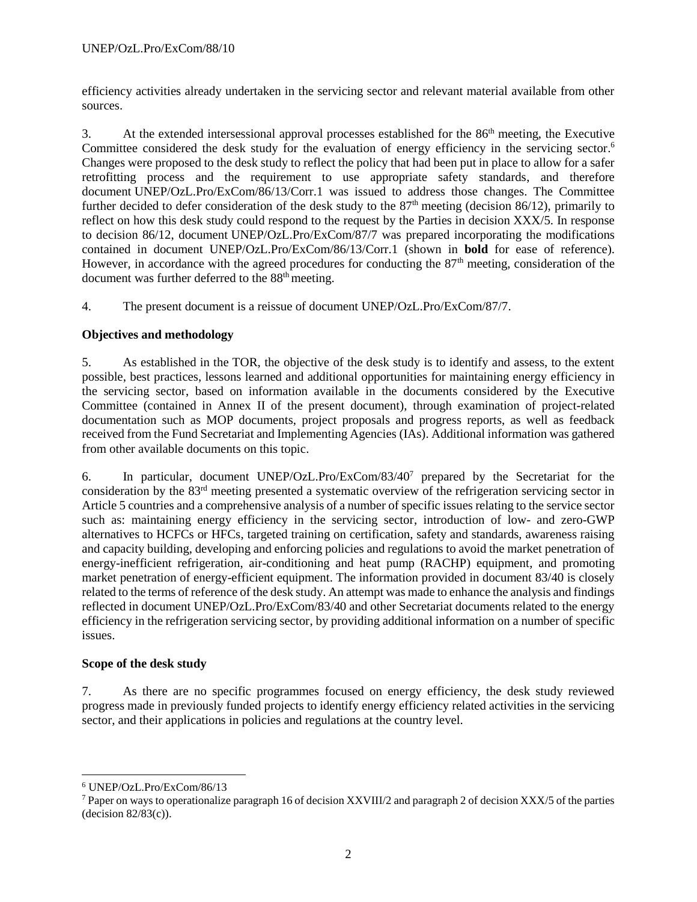efficiency activities already undertaken in the servicing sector and relevant material available from other sources.

3. At the extended intersessional approval processes established for the 86th meeting, the Executive Committee considered the desk study for the evaluation of energy efficiency in the servicing sector.[6] Changes were proposed to the desk study to reflect the policy that had been put in place to allow for a safer retrofitting process and the requirement to use appropriate safety standards, and therefore document UNEP/OzL.Pro/ExCom/86/13/Corr.1 was issued to address those changes. The Committee further decided to defer consideration of the desk study to the 87th meeting (decision 86/12), primarily to reflect on how this desk study could respond to the request by the Parties in decision XXX/5. In response to decision 86/12, document UNEP/OzL.Pro/ExCom/87/7 was prepared incorporating the modifications contained in document UNEP/OzL.Pro/ExCom/86/13/Corr.1 (shown in **bold** for ease of reference). However, in accordance with the agreed procedures for conducting the 87th meeting, consideration of the document was further deferred to the 88th meeting.

4. The present document is a reissue of document UNEP/OzL.Pro/ExCom/87/7.

**Objectives and methodology**

5. As established in the TOR, the objective of the desk study is to identify and assess, to the extent possible, best practices, lessons learned and additional opportunities for maintaining energy efficiency in the servicing sector, based on information available in the documents considered by the Executive Committee (contained in Annex II of the present document), through examination of project-related documentation such as MOP documents, project proposals and progress reports, as well as feedback received from the Fund Secretariat and Implementing Agencies (IAs). Additional information was gathered from other available documents on this topic.

6. In particular, document UNEP/OzL.Pro/ExCom/83/40[7] prepared by the Secretariat for the consideration by the 83rd meeting presented a systematic overview of the refrigeration servicing sector in Article 5 countries and a comprehensive analysis of a number of specific issues relating to the service sector such as: maintaining energy efficiency in the servicing sector, introduction of low- and zero-GWP alternatives to HCFCs or HFCs, targeted training on certification, safety and standards, awareness raising and capacity building, developing and enforcing policies and regulations to avoid the market penetration of energy-inefficient refrigeration, air-conditioning and heat pump (RACHP) equipment, and promoting market penetration of energy-efficient equipment. The information provided in document 83/40 is closely related to the terms of reference of the desk study. An attempt was made to enhance the analysis and findings reflected in document UNEP/OzL.Pro/ExCom/83/40 and other Secretariat documents related to the energy efficiency in the refrigeration servicing sector, by providing additional information on a number of specific issues.

**Scope of the desk study**

7. As there are no specific programmes focused on energy efficiency, the desk study reviewed progress made in previously funded projects to identify energy efficiency related activities in the servicing sector, and their applications in policies and regulations at the country level.

---

[6] UNEP/OzL.Pro/ExCom/86/13

[7] Paper on ways to operationalize paragraph 16 of decision XXVIII/2 and paragraph 2 of decision XXX/5 of the parties (decision 82/83(c)).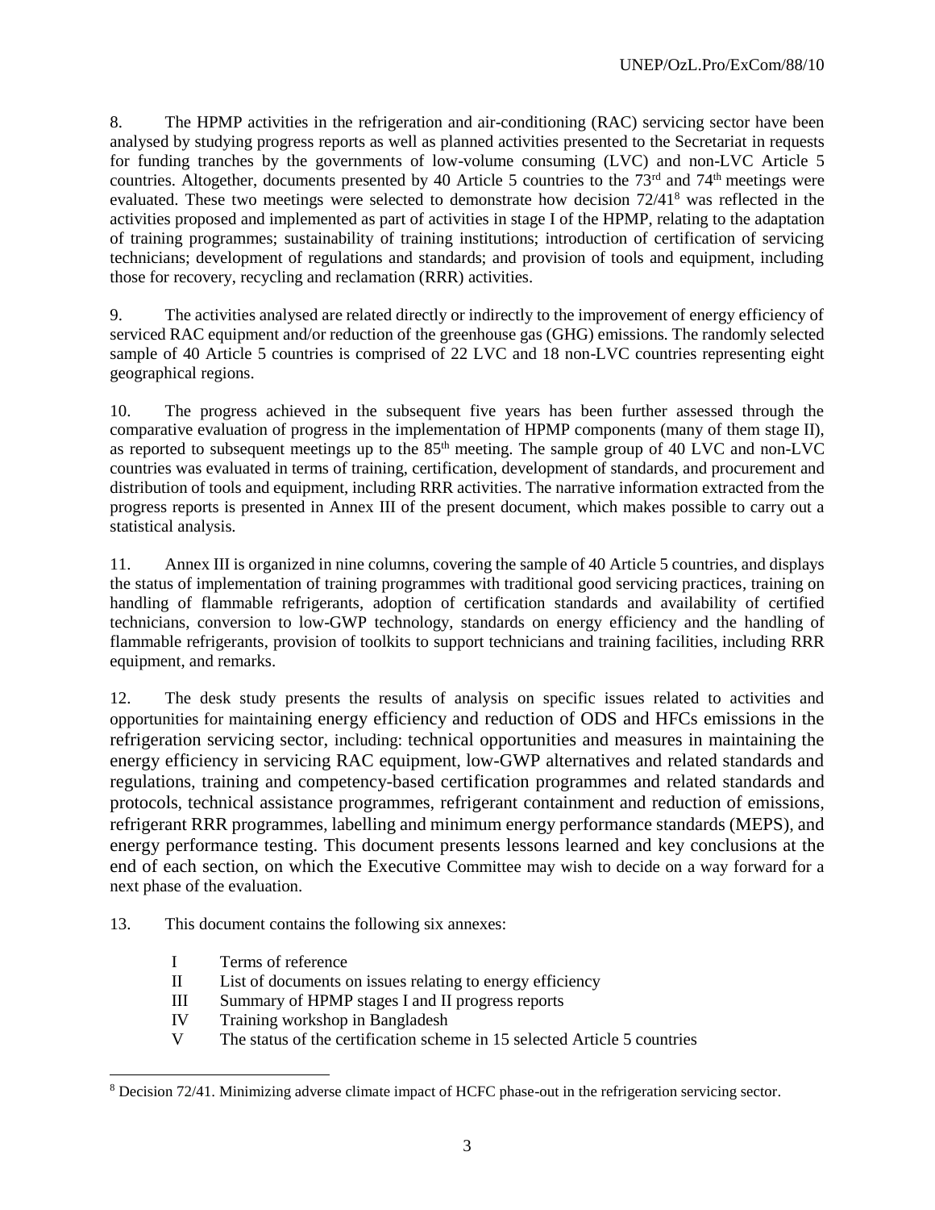8. The HPMP activities in the refrigeration and air-conditioning (RAC) servicing sector have been analysed by studying progress reports as well as planned activities presented to the Secretariat in requests for funding tranches by the governments of low-volume consuming (LVC) and non-LVC Article 5 countries. Altogether, documents presented by 40 Article 5 countries to the 73rd and 74th meetings were evaluated. These two meetings were selected to demonstrate how decision 72/41[8] was reflected in the activities proposed and implemented as part of activities in stage I of the HPMP, relating to the adaptation of training programmes; sustainability of training institutions; introduction of certification of servicing technicians; development of regulations and standards; and provision of tools and equipment, including those for recovery, recycling and reclamation (RRR) activities.

9. The activities analysed are related directly or indirectly to the improvement of energy efficiency of serviced RAC equipment and/or reduction of the greenhouse gas (GHG) emissions. The randomly selected sample of 40 Article 5 countries is comprised of 22 LVC and 18 non-LVC countries representing eight geographical regions.

10. The progress achieved in the subsequent five years has been further assessed through the comparative evaluation of progress in the implementation of HPMP components (many of them stage II), as reported to subsequent meetings up to the 85th meeting. The sample group of 40 LVC and non-LVC countries was evaluated in terms of training, certification, development of standards, and procurement and distribution of tools and equipment, including RRR activities. The narrative information extracted from the progress reports is presented in Annex III of the present document, which makes possible to carry out a statistical analysis.

11. Annex III is organized in nine columns, covering the sample of 40 Article 5 countries, and displays the status of implementation of training programmes with traditional good servicing practices, training on handling of flammable refrigerants, adoption of certification standards and availability of certified technicians, conversion to low-GWP technology, standards on energy efficiency and the handling of flammable refrigerants, provision of toolkits to support technicians and training facilities, including RRR equipment, and remarks.

12. The desk study presents the results of analysis on specific issues related to activities and opportunities for maintaining energy efficiency and reduction of ODS and HFCs emissions in the refrigeration servicing sector, including: technical opportunities and measures in maintaining the energy efficiency in servicing RAC equipment, low-GWP alternatives and related standards and regulations, training and competency-based certification programmes and related standards and protocols, technical assistance programmes, refrigerant containment and reduction of emissions, refrigerant RRR programmes, labelling and minimum energy performance standards (MEPS), and energy performance testing. This document presents lessons learned and key conclusions at the end of each section, on which the Executive Committee may wish to decide on a way forward for a next phase of the evaluation.

13. This document contains the following six annexes:

- I Terms of reference
- II List of documents on issues relating to energy efficiency
- III Summary of HPMP stages I and II progress reports
- IV Training workshop in Bangladesh
- V The status of the certification scheme in 15 selected Article 5 countries

---

[8] Decision 72/41. Minimizing adverse climate impact of HCFC phase-out in the refrigeration servicing sector.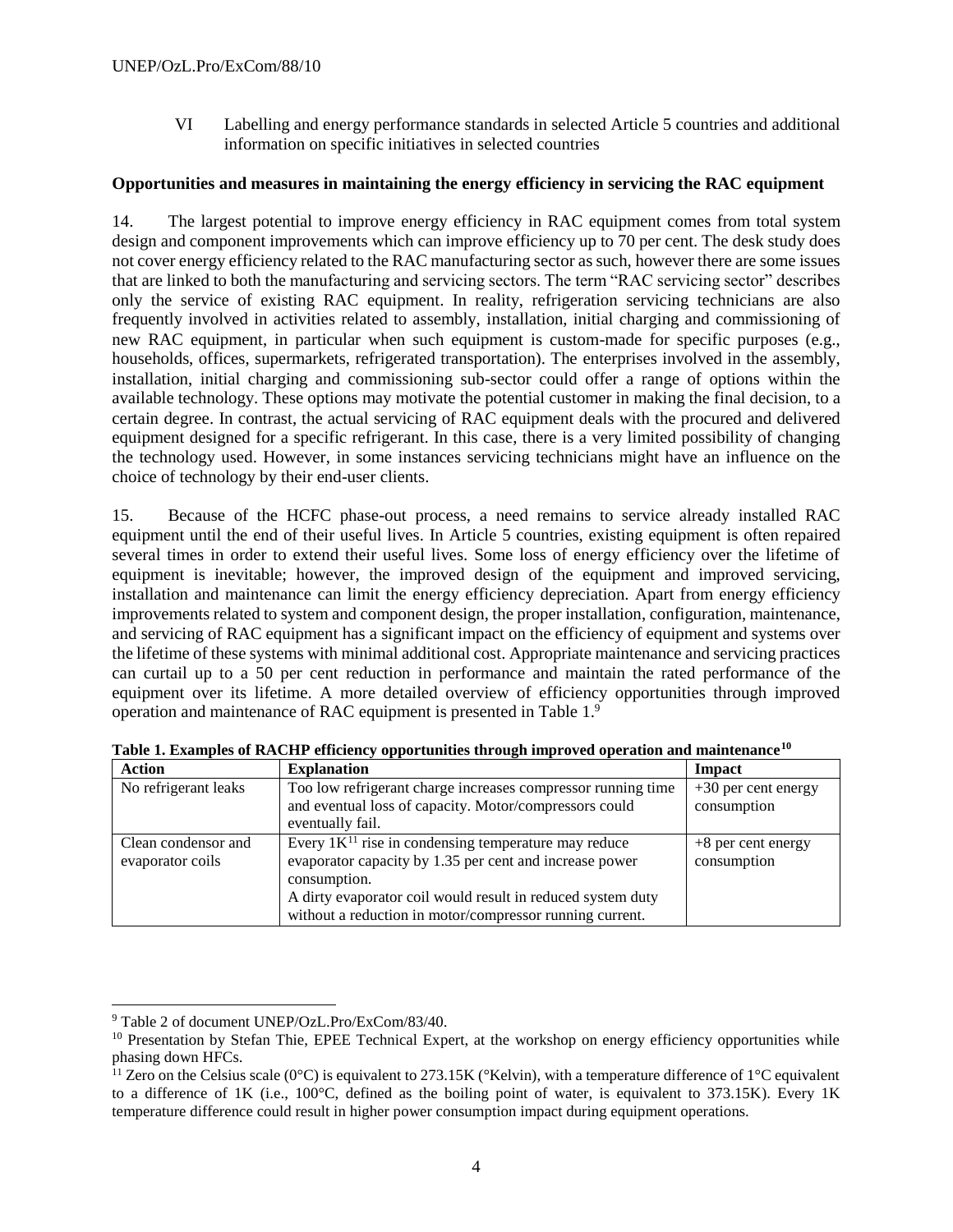VI Labelling and energy performance standards in selected Article 5 countries and additional information on specific initiatives in selected countries

**Opportunities and measures in maintaining the energy efficiency in servicing the RAC equipment**

14. The largest potential to improve energy efficiency in RAC equipment comes from total system design and component improvements which can improve efficiency up to 70 per cent. The desk study does not cover energy efficiency related to the RAC manufacturing sector as such, however there are some issues that are linked to both the manufacturing and servicing sectors. The term "RAC servicing sector" describes only the service of existing RAC equipment. In reality, refrigeration servicing technicians are also frequently involved in activities related to assembly, installation, initial charging and commissioning of new RAC equipment, in particular when such equipment is custom-made for specific purposes (e.g., households, offices, supermarkets, refrigerated transportation). The enterprises involved in the assembly, installation, initial charging and commissioning sub-sector could offer a range of options within the available technology. These options may motivate the potential customer in making the final decision, to a certain degree. In contrast, the actual servicing of RAC equipment deals with the procured and delivered equipment designed for a specific refrigerant. In this case, there is a very limited possibility of changing the technology used. However, in some instances servicing technicians might have an influence on the choice of technology by their end-user clients.

15. Because of the HCFC phase-out process, a need remains to service already installed RAC equipment until the end of their useful lives. In Article 5 countries, existing equipment is often repaired several times in order to extend their useful lives. Some loss of energy efficiency over the lifetime of equipment is inevitable; however, the improved design of the equipment and improved servicing, installation and maintenance can limit the energy efficiency depreciation. Apart from energy efficiency improvements related to system and component design, the proper installation, configuration, maintenance, and servicing of RAC equipment has a significant impact on the efficiency of equipment and systems over the lifetime of these systems with minimal additional cost. Appropriate maintenance and servicing practices can curtail up to a 50 per cent reduction in performance and maintain the rated performance of the equipment over its lifetime. A more detailed overview of efficiency opportunities through improved operation and maintenance of RAC equipment is presented in Table 1.[9]

**Table 1. Examples of RACHP efficiency opportunities through improved operation and maintenance[10]**

| Action | Explanation | Impact |
|---|---|---|
| No refrigerant leaks | Too low refrigerant charge increases compressor running time and eventual loss of capacity. Motor/compressors could eventually fail. | +30 per cent energy consumption |
| Clean condensor and evaporator coils | Every 1K[11] rise in condensing temperature may reduce evaporator capacity by 1.35 per cent and increase power consumption.<br>A dirty evaporator coil would result in reduced system duty without a reduction in motor/compressor running current. | +8 per cent energy consumption |

[9] Table 2 of document UNEP/OzL.Pro/ExCom/83/40.

[10] Presentation by Stefan Thie, EPEE Technical Expert, at the workshop on energy efficiency opportunities while phasing down HFCs.

[11] Zero on the Celsius scale (0°C) is equivalent to 273.15K (°Kelvin), with a temperature difference of 1°C equivalent to a difference of 1K (i.e., 100°C, defined as the boiling point of water, is equivalent to 373.15K). Every 1K temperature difference could result in higher power consumption impact during equipment operations.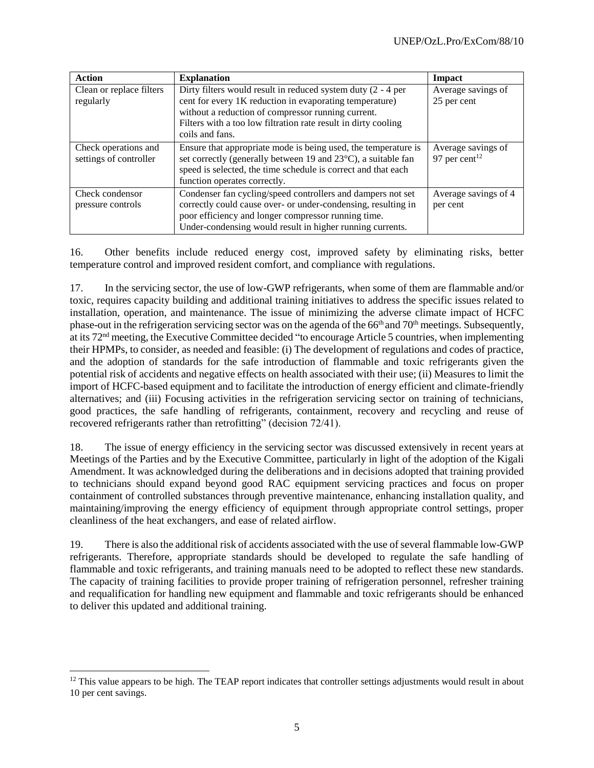| Action | Explanation | Impact |
|---|---|---|
| Clean or replace filters regularly | Dirty filters would result in reduced system duty (2 - 4 per cent for every 1K reduction in evaporating temperature) without a reduction of compressor running current. Filters with a too low filtration rate result in dirty cooling coils and fans. | Average savings of 25 per cent |
| Check operations and settings of controller | Ensure that appropriate mode is being used, the temperature is set correctly (generally between 19 and 23°C), a suitable fan speed is selected, the time schedule is correct and that each function operates correctly. | Average savings of 97 per cent[12] |
| Check condensor pressure controls | Condenser fan cycling/speed controllers and dampers not set correctly could cause over- or under-condensing, resulting in poor efficiency and longer compressor running time. Under-condensing would result in higher running currents. | Average savings of 4 per cent |

16. Other benefits include reduced energy cost, improved safety by eliminating risks, better temperature control and improved resident comfort, and compliance with regulations.

17. In the servicing sector, the use of low-GWP refrigerants, when some of them are flammable and/or toxic, requires capacity building and additional training initiatives to address the specific issues related to installation, operation, and maintenance. The issue of minimizing the adverse climate impact of HCFC phase-out in the refrigeration servicing sector was on the agenda of the 66th and 70th meetings. Subsequently, at its 72nd meeting, the Executive Committee decided "to encourage Article 5 countries, when implementing their HPMPs, to consider, as needed and feasible: (i) The development of regulations and codes of practice, and the adoption of standards for the safe introduction of flammable and toxic refrigerants given the potential risk of accidents and negative effects on health associated with their use; (ii) Measures to limit the import of HCFC-based equipment and to facilitate the introduction of energy efficient and climate-friendly alternatives; and (iii) Focusing activities in the refrigeration servicing sector on training of technicians, good practices, the safe handling of refrigerants, containment, recovery and recycling and reuse of recovered refrigerants rather than retrofitting" (decision 72/41).

18. The issue of energy efficiency in the servicing sector was discussed extensively in recent years at Meetings of the Parties and by the Executive Committee, particularly in light of the adoption of the Kigali Amendment. It was acknowledged during the deliberations and in decisions adopted that training provided to technicians should expand beyond good RAC equipment servicing practices and focus on proper containment of controlled substances through preventive maintenance, enhancing installation quality, and maintaining/improving the energy efficiency of equipment through appropriate control settings, proper cleanliness of the heat exchangers, and ease of related airflow.

19. There is also the additional risk of accidents associated with the use of several flammable low-GWP refrigerants. Therefore, appropriate standards should be developed to regulate the safe handling of flammable and toxic refrigerants, and training manuals need to be adopted to reflect these new standards. The capacity of training facilities to provide proper training of refrigeration personnel, refresher training and requalification for handling new equipment and flammable and toxic refrigerants should be enhanced to deliver this updated and additional training.

[12] This value appears to be high. The TEAP report indicates that controller settings adjustments would result in about 10 per cent savings.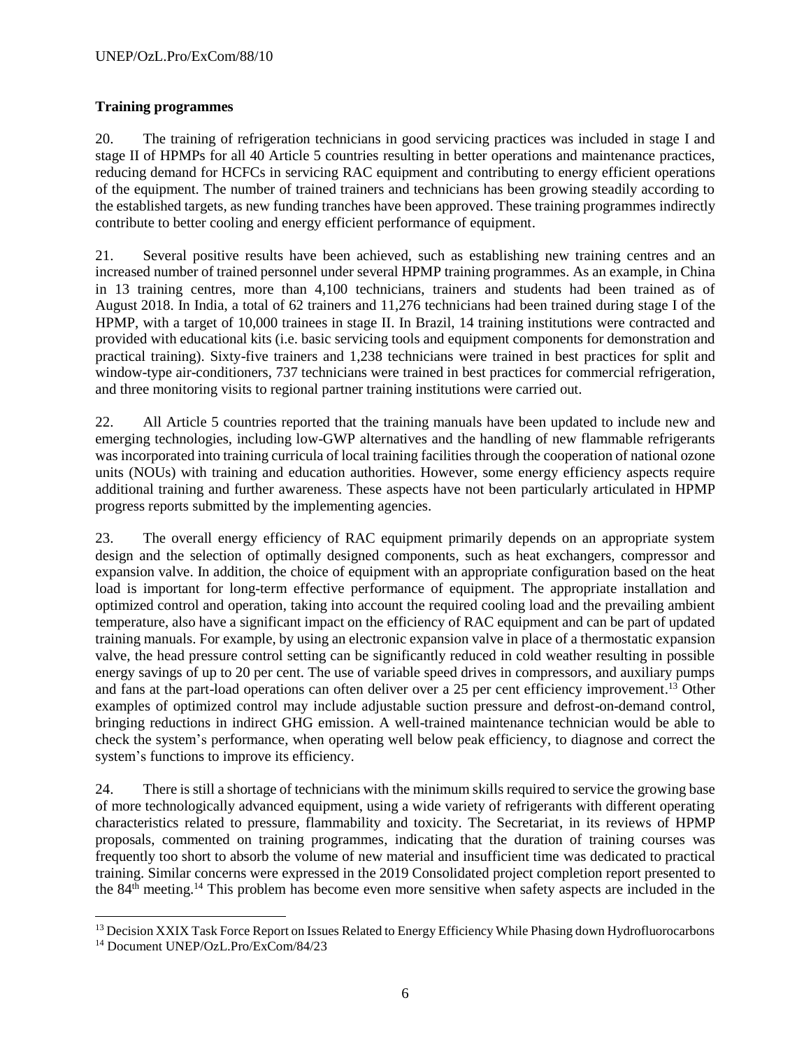**Training programmes**

20. The training of refrigeration technicians in good servicing practices was included in stage I and stage II of HPMPs for all 40 Article 5 countries resulting in better operations and maintenance practices, reducing demand for HCFCs in servicing RAC equipment and contributing to energy efficient operations of the equipment. The number of trained trainers and technicians has been growing steadily according to the established targets, as new funding tranches have been approved. These training programmes indirectly contribute to better cooling and energy efficient performance of equipment.

21. Several positive results have been achieved, such as establishing new training centres and an increased number of trained personnel under several HPMP training programmes. As an example, in China in 13 training centres, more than 4,100 technicians, trainers and students had been trained as of August 2018. In India, a total of 62 trainers and 11,276 technicians had been trained during stage I of the HPMP, with a target of 10,000 trainees in stage II. In Brazil, 14 training institutions were contracted and provided with educational kits (i.e. basic servicing tools and equipment components for demonstration and practical training). Sixty-five trainers and 1,238 technicians were trained in best practices for split and window-type air-conditioners, 737 technicians were trained in best practices for commercial refrigeration, and three monitoring visits to regional partner training institutions were carried out.

22. All Article 5 countries reported that the training manuals have been updated to include new and emerging technologies, including low-GWP alternatives and the handling of new flammable refrigerants was incorporated into training curricula of local training facilities through the cooperation of national ozone units (NOUs) with training and education authorities. However, some energy efficiency aspects require additional training and further awareness. These aspects have not been particularly articulated in HPMP progress reports submitted by the implementing agencies.

23. The overall energy efficiency of RAC equipment primarily depends on an appropriate system design and the selection of optimally designed components, such as heat exchangers, compressor and expansion valve. In addition, the choice of equipment with an appropriate configuration based on the heat load is important for long-term effective performance of equipment. The appropriate installation and optimized control and operation, taking into account the required cooling load and the prevailing ambient temperature, also have a significant impact on the efficiency of RAC equipment and can be part of updated training manuals. For example, by using an electronic expansion valve in place of a thermostatic expansion valve, the head pressure control setting can be significantly reduced in cold weather resulting in possible energy savings of up to 20 per cent. The use of variable speed drives in compressors, and auxiliary pumps and fans at the part-load operations can often deliver over a 25 per cent efficiency improvement.[13] Other examples of optimized control may include adjustable suction pressure and defrost-on-demand control, bringing reductions in indirect GHG emission. A well-trained maintenance technician would be able to check the system's performance, when operating well below peak efficiency, to diagnose and correct the system's functions to improve its efficiency.

24. There is still a shortage of technicians with the minimum skills required to service the growing base of more technologically advanced equipment, using a wide variety of refrigerants with different operating characteristics related to pressure, flammability and toxicity. The Secretariat, in its reviews of HPMP proposals, commented on training programmes, indicating that the duration of training courses was frequently too short to absorb the volume of new material and insufficient time was dedicated to practical training. Similar concerns were expressed in the 2019 Consolidated project completion report presented to the 84th meeting.[14] This problem has become even more sensitive when safety aspects are included in the

---

[13] Decision XXIX Task Force Report on Issues Related to Energy Efficiency While Phasing down Hydrofluorocarbons

[14] Document UNEP/OzL.Pro/ExCom/84/23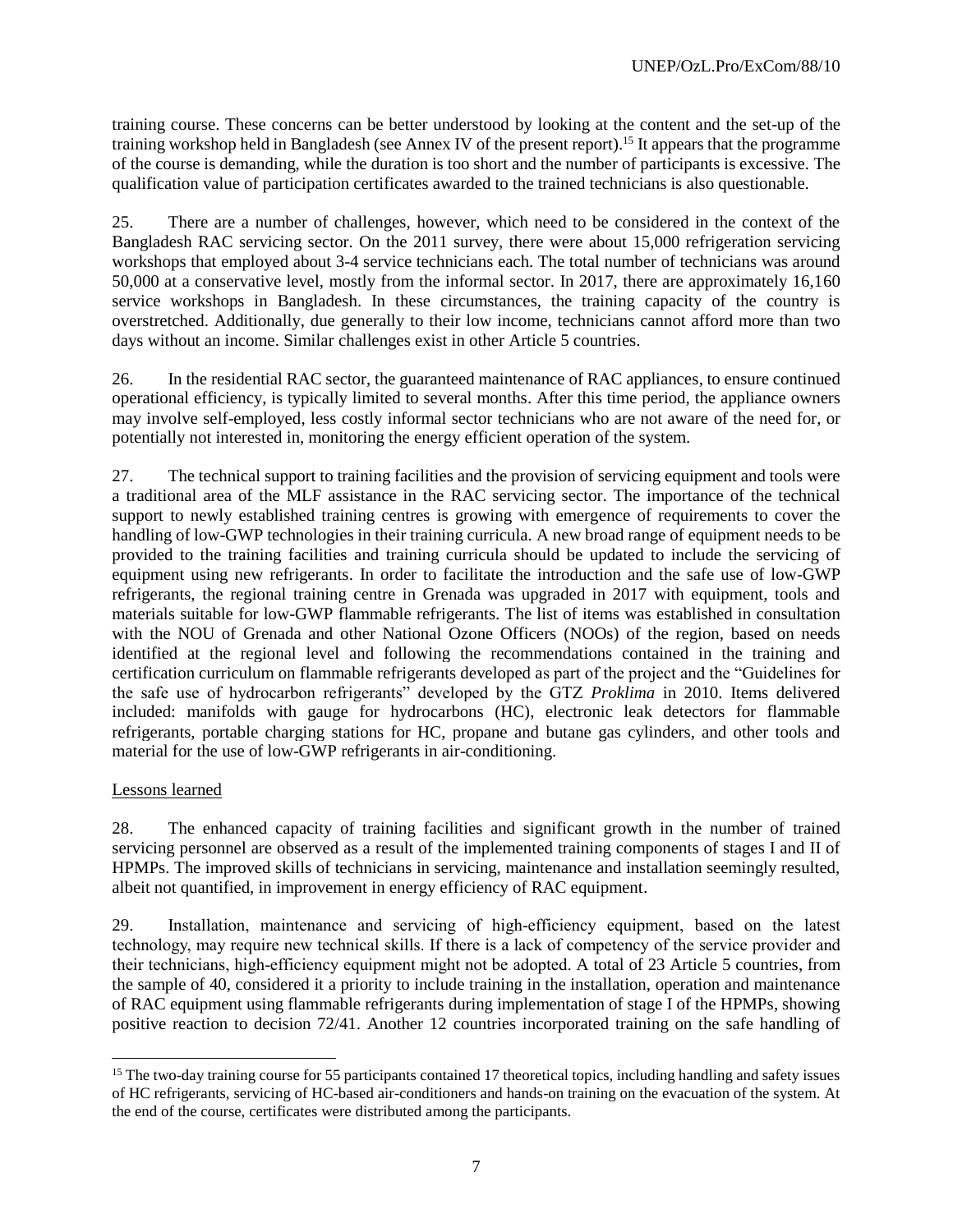training course. These concerns can be better understood by looking at the content and the set-up of the training workshop held in Bangladesh (see Annex IV of the present report).[15] It appears that the programme of the course is demanding, while the duration is too short and the number of participants is excessive. The qualification value of participation certificates awarded to the trained technicians is also questionable.

25. There are a number of challenges, however, which need to be considered in the context of the Bangladesh RAC servicing sector. On the 2011 survey, there were about 15,000 refrigeration servicing workshops that employed about 3-4 service technicians each. The total number of technicians was around 50,000 at a conservative level, mostly from the informal sector. In 2017, there are approximately 16,160 service workshops in Bangladesh. In these circumstances, the training capacity of the country is overstretched. Additionally, due generally to their low income, technicians cannot afford more than two days without an income. Similar challenges exist in other Article 5 countries.

26. In the residential RAC sector, the guaranteed maintenance of RAC appliances, to ensure continued operational efficiency, is typically limited to several months. After this time period, the appliance owners may involve self-employed, less costly informal sector technicians who are not aware of the need for, or potentially not interested in, monitoring the energy efficient operation of the system.

27. The technical support to training facilities and the provision of servicing equipment and tools were a traditional area of the MLF assistance in the RAC servicing sector. The importance of the technical support to newly established training centres is growing with emergence of requirements to cover the handling of low-GWP technologies in their training curricula. A new broad range of equipment needs to be provided to the training facilities and training curricula should be updated to include the servicing of equipment using new refrigerants. In order to facilitate the introduction and the safe use of low-GWP refrigerants, the regional training centre in Grenada was upgraded in 2017 with equipment, tools and materials suitable for low-GWP flammable refrigerants. The list of items was established in consultation with the NOU of Grenada and other National Ozone Officers (NOOs) of the region, based on needs identified at the regional level and following the recommendations contained in the training and certification curriculum on flammable refrigerants developed as part of the project and the "Guidelines for the safe use of hydrocarbon refrigerants" developed by the GTZ *Proklima* in 2010. Items delivered included: manifolds with gauge for hydrocarbons (HC), electronic leak detectors for flammable refrigerants, portable charging stations for HC, propane and butane gas cylinders, and other tools and material for the use of low-GWP refrigerants in air-conditioning.

Lessons learned

28. The enhanced capacity of training facilities and significant growth in the number of trained servicing personnel are observed as a result of the implemented training components of stages I and II of HPMPs. The improved skills of technicians in servicing, maintenance and installation seemingly resulted, albeit not quantified, in improvement in energy efficiency of RAC equipment.

29. Installation, maintenance and servicing of high-efficiency equipment, based on the latest technology, may require new technical skills. If there is a lack of competency of the service provider and their technicians, high-efficiency equipment might not be adopted. A total of 23 Article 5 countries, from the sample of 40, considered it a priority to include training in the installation, operation and maintenance of RAC equipment using flammable refrigerants during implementation of stage I of the HPMPs, showing positive reaction to decision 72/41. Another 12 countries incorporated training on the safe handling of

[15] The two-day training course for 55 participants contained 17 theoretical topics, including handling and safety issues of HC refrigerants, servicing of HC-based air-conditioners and hands-on training on the evacuation of the system. At the end of the course, certificates were distributed among the participants.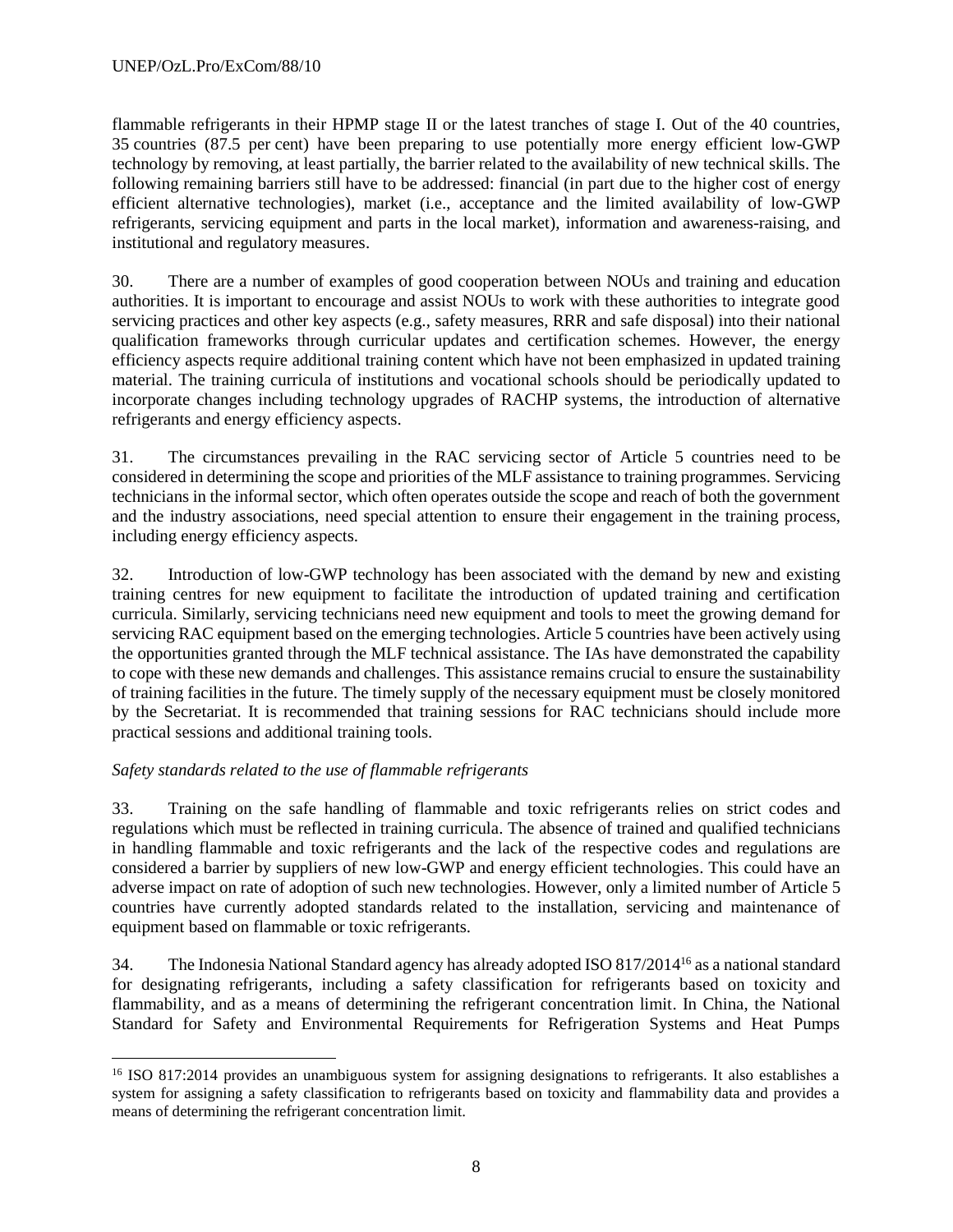flammable refrigerants in their HPMP stage II or the latest tranches of stage I. Out of the 40 countries, 35 countries (87.5 per cent) have been preparing to use potentially more energy efficient low-GWP technology by removing, at least partially, the barrier related to the availability of new technical skills. The following remaining barriers still have to be addressed: financial (in part due to the higher cost of energy efficient alternative technologies), market (i.e., acceptance and the limited availability of low-GWP refrigerants, servicing equipment and parts in the local market), information and awareness-raising, and institutional and regulatory measures.

30. There are a number of examples of good cooperation between NOUs and training and education authorities. It is important to encourage and assist NOUs to work with these authorities to integrate good servicing practices and other key aspects (e.g., safety measures, RRR and safe disposal) into their national qualification frameworks through curricular updates and certification schemes. However, the energy efficiency aspects require additional training content which have not been emphasized in updated training material. The training curricula of institutions and vocational schools should be periodically updated to incorporate changes including technology upgrades of RACHP systems, the introduction of alternative refrigerants and energy efficiency aspects.

31. The circumstances prevailing in the RAC servicing sector of Article 5 countries need to be considered in determining the scope and priorities of the MLF assistance to training programmes. Servicing technicians in the informal sector, which often operates outside the scope and reach of both the government and the industry associations, need special attention to ensure their engagement in the training process, including energy efficiency aspects.

32. Introduction of low-GWP technology has been associated with the demand by new and existing training centres for new equipment to facilitate the introduction of updated training and certification curricula. Similarly, servicing technicians need new equipment and tools to meet the growing demand for servicing RAC equipment based on the emerging technologies. Article 5 countries have been actively using the opportunities granted through the MLF technical assistance. The IAs have demonstrated the capability to cope with these new demands and challenges. This assistance remains crucial to ensure the sustainability of training facilities in the future. The timely supply of the necessary equipment must be closely monitored by the Secretariat. It is recommended that training sessions for RAC technicians should include more practical sessions and additional training tools.

*Safety standards related to the use of flammable refrigerants*

33. Training on the safe handling of flammable and toxic refrigerants relies on strict codes and regulations which must be reflected in training curricula. The absence of trained and qualified technicians in handling flammable and toxic refrigerants and the lack of the respective codes and regulations are considered a barrier by suppliers of new low-GWP and energy efficient technologies. This could have an adverse impact on rate of adoption of such new technologies. However, only a limited number of Article 5 countries have currently adopted standards related to the installation, servicing and maintenance of equipment based on flammable or toxic refrigerants.

34. The Indonesia National Standard agency has already adopted ISO 817/2014[16] as a national standard for designating refrigerants, including a safety classification for refrigerants based on toxicity and flammability, and as a means of determining the refrigerant concentration limit. In China, the National Standard for Safety and Environmental Requirements for Refrigeration Systems and Heat Pumps

[16] ISO 817:2014 provides an unambiguous system for assigning designations to refrigerants. It also establishes a system for assigning a safety classification to refrigerants based on toxicity and flammability data and provides a means of determining the refrigerant concentration limit.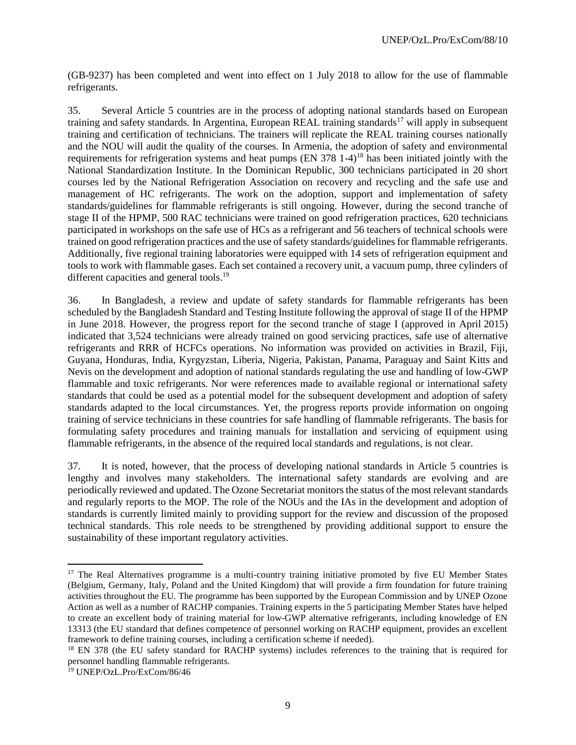(GB-9237) has been completed and went into effect on 1 July 2018 to allow for the use of flammable refrigerants.

35. Several Article 5 countries are in the process of adopting national standards based on European training and safety standards. In Argentina, European REAL training standards[17] will apply in subsequent training and certification of technicians. The trainers will replicate the REAL training courses nationally and the NOU will audit the quality of the courses. In Armenia, the adoption of safety and environmental requirements for refrigeration systems and heat pumps (EN 378 1-4)[18] has been initiated jointly with the National Standardization Institute. In the Dominican Republic, 300 technicians participated in 20 short courses led by the National Refrigeration Association on recovery and recycling and the safe use and management of HC refrigerants. The work on the adoption, support and implementation of safety standards/guidelines for flammable refrigerants is still ongoing. However, during the second tranche of stage II of the HPMP, 500 RAC technicians were trained on good refrigeration practices, 620 technicians participated in workshops on the safe use of HCs as a refrigerant and 56 teachers of technical schools were trained on good refrigeration practices and the use of safety standards/guidelines for flammable refrigerants. Additionally, five regional training laboratories were equipped with 14 sets of refrigeration equipment and tools to work with flammable gases. Each set contained a recovery unit, a vacuum pump, three cylinders of different capacities and general tools.[19]

36. In Bangladesh, a review and update of safety standards for flammable refrigerants has been scheduled by the Bangladesh Standard and Testing Institute following the approval of stage II of the HPMP in June 2018. However, the progress report for the second tranche of stage I (approved in April 2015) indicated that 3,524 technicians were already trained on good servicing practices, safe use of alternative refrigerants and RRR of HCFCs operations. No information was provided on activities in Brazil, Fiji, Guyana, Honduras, India, Kyrgyzstan, Liberia, Nigeria, Pakistan, Panama, Paraguay and Saint Kitts and Nevis on the development and adoption of national standards regulating the use and handling of low-GWP flammable and toxic refrigerants. Nor were references made to available regional or international safety standards that could be used as a potential model for the subsequent development and adoption of safety standards adapted to the local circumstances. Yet, the progress reports provide information on ongoing training of service technicians in these countries for safe handling of flammable refrigerants. The basis for formulating safety procedures and training manuals for installation and servicing of equipment using flammable refrigerants, in the absence of the required local standards and regulations, is not clear.

37. It is noted, however, that the process of developing national standards in Article 5 countries is lengthy and involves many stakeholders. The international safety standards are evolving and are periodically reviewed and updated. The Ozone Secretariat monitors the status of the most relevant standards and regularly reports to the MOP. The role of the NOUs and the IAs in the development and adoption of standards is currently limited mainly to providing support for the review and discussion of the proposed technical standards. This role needs to be strengthened by providing additional support to ensure the sustainability of these important regulatory activities.

---

[17] The Real Alternatives programme is a multi-country training initiative promoted by five EU Member States (Belgium, Germany, Italy, Poland and the United Kingdom) that will provide a firm foundation for future training activities throughout the EU. The programme has been supported by the European Commission and by UNEP Ozone Action as well as a number of RACHP companies. Training experts in the 5 participating Member States have helped to create an excellent body of training material for low-GWP alternative refrigerants, including knowledge of EN 13313 (the EU standard that defines competence of personnel working on RACHP equipment, provides an excellent framework to define training courses, including a certification scheme if needed).

[18] EN 378 (the EU safety standard for RACHP systems) includes references to the training that is required for personnel handling flammable refrigerants.

[19] UNEP/OzL.Pro/ExCom/86/46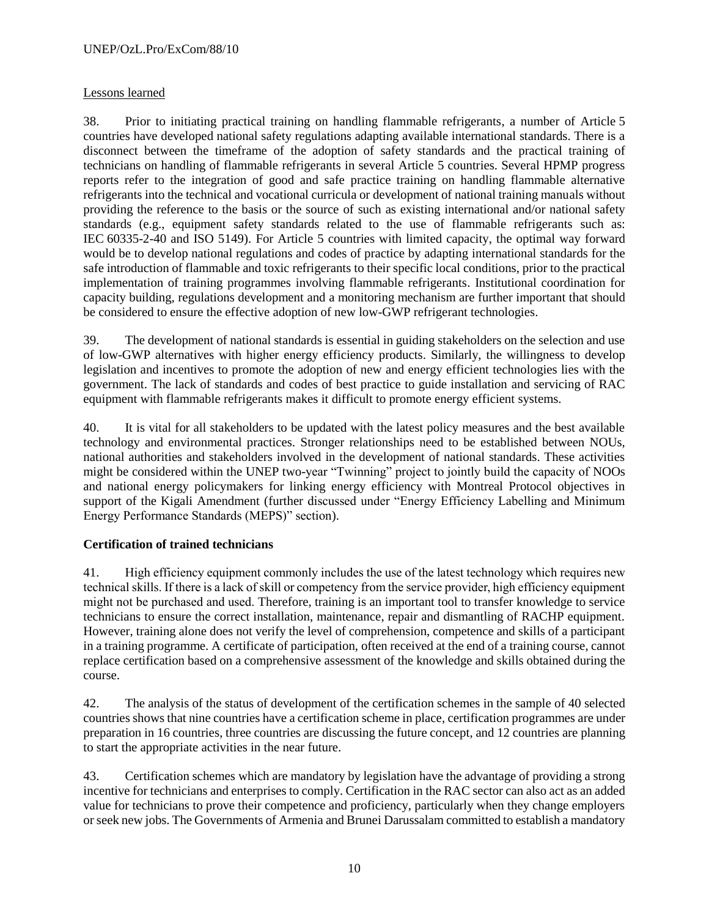Lessons learned

38. Prior to initiating practical training on handling flammable refrigerants, a number of Article 5 countries have developed national safety regulations adapting available international standards. There is a disconnect between the timeframe of the adoption of safety standards and the practical training of technicians on handling of flammable refrigerants in several Article 5 countries. Several HPMP progress reports refer to the integration of good and safe practice training on handling flammable alternative refrigerants into the technical and vocational curricula or development of national training manuals without providing the reference to the basis or the source of such as existing international and/or national safety standards (e.g., equipment safety standards related to the use of flammable refrigerants such as: IEC 60335-2-40 and ISO 5149). For Article 5 countries with limited capacity, the optimal way forward would be to develop national regulations and codes of practice by adapting international standards for the safe introduction of flammable and toxic refrigerants to their specific local conditions, prior to the practical implementation of training programmes involving flammable refrigerants. Institutional coordination for capacity building, regulations development and a monitoring mechanism are further important that should be considered to ensure the effective adoption of new low-GWP refrigerant technologies.

39. The development of national standards is essential in guiding stakeholders on the selection and use of low-GWP alternatives with higher energy efficiency products. Similarly, the willingness to develop legislation and incentives to promote the adoption of new and energy efficient technologies lies with the government. The lack of standards and codes of best practice to guide installation and servicing of RAC equipment with flammable refrigerants makes it difficult to promote energy efficient systems.

40. It is vital for all stakeholders to be updated with the latest policy measures and the best available technology and environmental practices. Stronger relationships need to be established between NOUs, national authorities and stakeholders involved in the development of national standards. These activities might be considered within the UNEP two-year "Twinning" project to jointly build the capacity of NOOs and national energy policymakers for linking energy efficiency with Montreal Protocol objectives in support of the Kigali Amendment (further discussed under "Energy Efficiency Labelling and Minimum Energy Performance Standards (MEPS)" section).

**Certification of trained technicians**

41. High efficiency equipment commonly includes the use of the latest technology which requires new technical skills. If there is a lack of skill or competency from the service provider, high efficiency equipment might not be purchased and used. Therefore, training is an important tool to transfer knowledge to service technicians to ensure the correct installation, maintenance, repair and dismantling of RACHP equipment. However, training alone does not verify the level of comprehension, competence and skills of a participant in a training programme. A certificate of participation, often received at the end of a training course, cannot replace certification based on a comprehensive assessment of the knowledge and skills obtained during the course.

42. The analysis of the status of development of the certification schemes in the sample of 40 selected countries shows that nine countries have a certification scheme in place, certification programmes are under preparation in 16 countries, three countries are discussing the future concept, and 12 countries are planning to start the appropriate activities in the near future.

43. Certification schemes which are mandatory by legislation have the advantage of providing a strong incentive for technicians and enterprises to comply. Certification in the RAC sector can also act as an added value for technicians to prove their competence and proficiency, particularly when they change employers or seek new jobs. The Governments of Armenia and Brunei Darussalam committed to establish a mandatory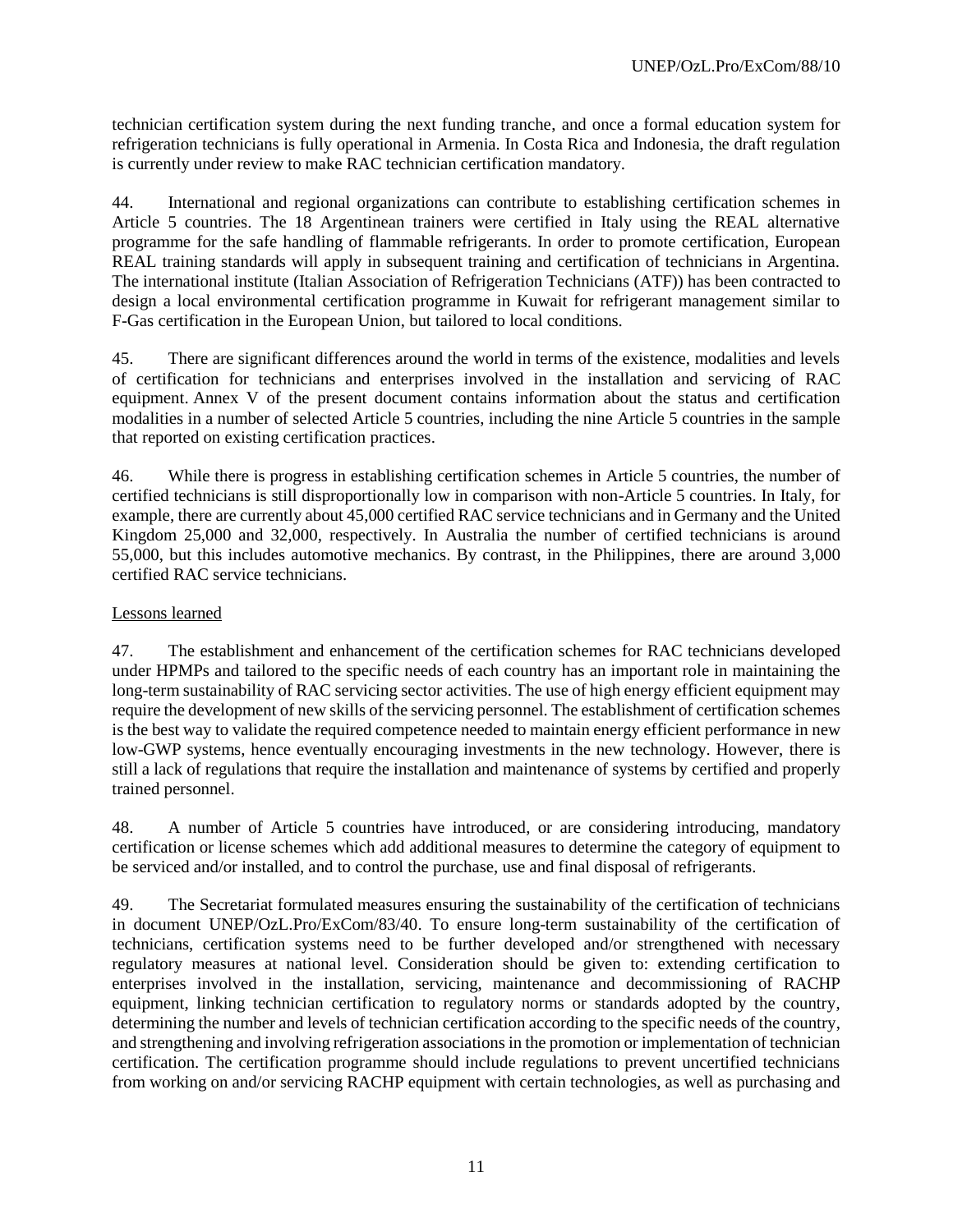technician certification system during the next funding tranche, and once a formal education system for refrigeration technicians is fully operational in Armenia. In Costa Rica and Indonesia, the draft regulation is currently under review to make RAC technician certification mandatory.

44. International and regional organizations can contribute to establishing certification schemes in Article 5 countries. The 18 Argentinean trainers were certified in Italy using the REAL alternative programme for the safe handling of flammable refrigerants. In order to promote certification, European REAL training standards will apply in subsequent training and certification of technicians in Argentina. The international institute (Italian Association of Refrigeration Technicians (ATF)) has been contracted to design a local environmental certification programme in Kuwait for refrigerant management similar to F-Gas certification in the European Union, but tailored to local conditions.

45. There are significant differences around the world in terms of the existence, modalities and levels of certification for technicians and enterprises involved in the installation and servicing of RAC equipment. Annex V of the present document contains information about the status and certification modalities in a number of selected Article 5 countries, including the nine Article 5 countries in the sample that reported on existing certification practices.

46. While there is progress in establishing certification schemes in Article 5 countries, the number of certified technicians is still disproportionally low in comparison with non-Article 5 countries. In Italy, for example, there are currently about 45,000 certified RAC service technicians and in Germany and the United Kingdom 25,000 and 32,000, respectively. In Australia the number of certified technicians is around 55,000, but this includes automotive mechanics. By contrast, in the Philippines, there are around 3,000 certified RAC service technicians.

Lessons learned

47. The establishment and enhancement of the certification schemes for RAC technicians developed under HPMPs and tailored to the specific needs of each country has an important role in maintaining the long-term sustainability of RAC servicing sector activities. The use of high energy efficient equipment may require the development of new skills of the servicing personnel. The establishment of certification schemes is the best way to validate the required competence needed to maintain energy efficient performance in new low-GWP systems, hence eventually encouraging investments in the new technology. However, there is still a lack of regulations that require the installation and maintenance of systems by certified and properly trained personnel.

48. A number of Article 5 countries have introduced, or are considering introducing, mandatory certification or license schemes which add additional measures to determine the category of equipment to be serviced and/or installed, and to control the purchase, use and final disposal of refrigerants.

49. The Secretariat formulated measures ensuring the sustainability of the certification of technicians in document UNEP/OzL.Pro/ExCom/83/40. To ensure long-term sustainability of the certification of technicians, certification systems need to be further developed and/or strengthened with necessary regulatory measures at national level. Consideration should be given to: extending certification to enterprises involved in the installation, servicing, maintenance and decommissioning of RACHP equipment, linking technician certification to regulatory norms or standards adopted by the country, determining the number and levels of technician certification according to the specific needs of the country, and strengthening and involving refrigeration associations in the promotion or implementation of technician certification. The certification programme should include regulations to prevent uncertified technicians from working on and/or servicing RACHP equipment with certain technologies, as well as purchasing and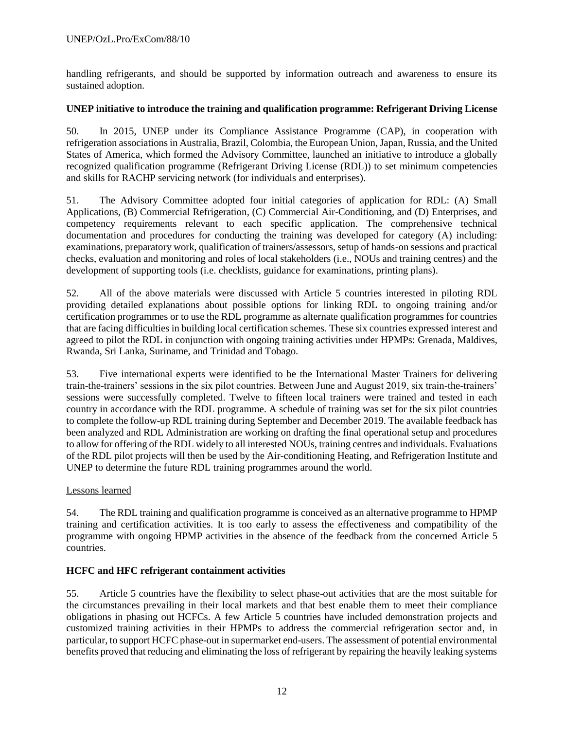handling refrigerants, and should be supported by information outreach and awareness to ensure its sustained adoption.

**UNEP initiative to introduce the training and qualification programme: Refrigerant Driving License**

50. In 2015, UNEP under its Compliance Assistance Programme (CAP), in cooperation with refrigeration associations in Australia, Brazil, Colombia, the European Union, Japan, Russia, and the United States of America, which formed the Advisory Committee, launched an initiative to introduce a globally recognized qualification programme (Refrigerant Driving License (RDL)) to set minimum competencies and skills for RACHP servicing network (for individuals and enterprises).

51. The Advisory Committee adopted four initial categories of application for RDL: (A) Small Applications, (B) Commercial Refrigeration, (C) Commercial Air-Conditioning, and (D) Enterprises, and competency requirements relevant to each specific application. The comprehensive technical documentation and procedures for conducting the training was developed for category (A) including: examinations, preparatory work, qualification of trainers/assessors, setup of hands-on sessions and practical checks, evaluation and monitoring and roles of local stakeholders (i.e., NOUs and training centres) and the development of supporting tools (i.e. checklists, guidance for examinations, printing plans).

52. All of the above materials were discussed with Article 5 countries interested in piloting RDL providing detailed explanations about possible options for linking RDL to ongoing training and/or certification programmes or to use the RDL programme as alternate qualification programmes for countries that are facing difficulties in building local certification schemes. These six countries expressed interest and agreed to pilot the RDL in conjunction with ongoing training activities under HPMPs: Grenada, Maldives, Rwanda, Sri Lanka, Suriname, and Trinidad and Tobago.

53. Five international experts were identified to be the International Master Trainers for delivering train-the-trainers' sessions in the six pilot countries. Between June and August 2019, six train-the-trainers' sessions were successfully completed. Twelve to fifteen local trainers were trained and tested in each country in accordance with the RDL programme. A schedule of training was set for the six pilot countries to complete the follow-up RDL training during September and December 2019. The available feedback has been analyzed and RDL Administration are working on drafting the final operational setup and procedures to allow for offering of the RDL widely to all interested NOUs, training centres and individuals. Evaluations of the RDL pilot projects will then be used by the Air-conditioning Heating, and Refrigeration Institute and UNEP to determine the future RDL training programmes around the world.

Lessons learned

54. The RDL training and qualification programme is conceived as an alternative programme to HPMP training and certification activities. It is too early to assess the effectiveness and compatibility of the programme with ongoing HPMP activities in the absence of the feedback from the concerned Article 5 countries.

**HCFC and HFC refrigerant containment activities**

55. Article 5 countries have the flexibility to select phase-out activities that are the most suitable for the circumstances prevailing in their local markets and that best enable them to meet their compliance obligations in phasing out HCFCs. A few Article 5 countries have included demonstration projects and customized training activities in their HPMPs to address the commercial refrigeration sector and, in particular, to support HCFC phase-out in supermarket end-users. The assessment of potential environmental benefits proved that reducing and eliminating the loss of refrigerant by repairing the heavily leaking systems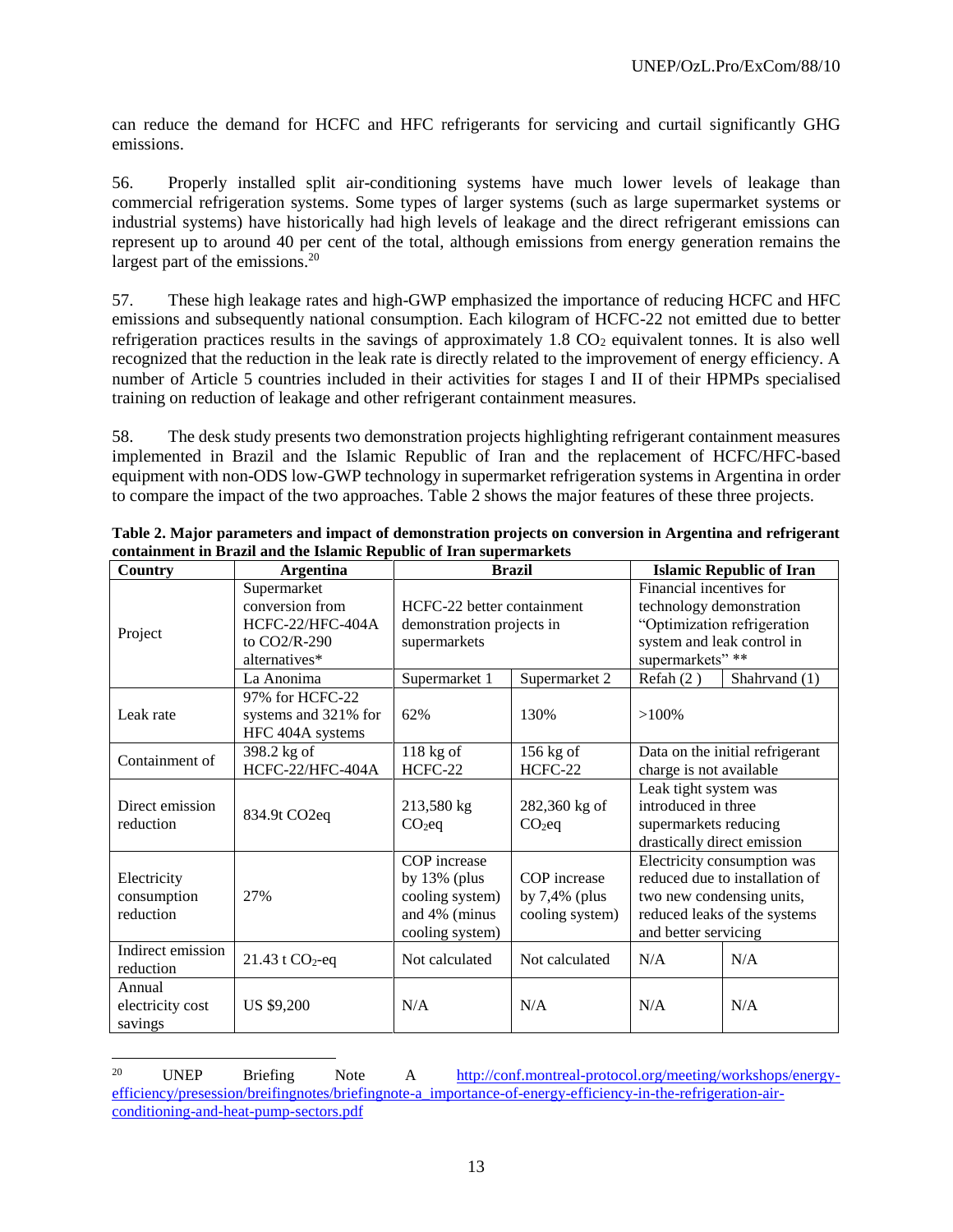can reduce the demand for HCFC and HFC refrigerants for servicing and curtail significantly GHG emissions.

56. Properly installed split air-conditioning systems have much lower levels of leakage than commercial refrigeration systems. Some types of larger systems (such as large supermarket systems or industrial systems) have historically had high levels of leakage and the direct refrigerant emissions can represent up to around 40 per cent of the total, although emissions from energy generation remains the largest part of the emissions.[20]

57. These high leakage rates and high-GWP emphasized the importance of reducing HCFC and HFC emissions and subsequently national consumption. Each kilogram of HCFC-22 not emitted due to better refrigeration practices results in the savings of approximately 1.8 $CO_2$ equivalent tonnes. It is also well recognized that the reduction in the leak rate is directly related to the improvement of energy efficiency. A number of Article 5 countries included in their activities for stages I and II of their HPMPs specialised training on reduction of leakage and other refrigerant containment measures.

58. The desk study presents two demonstration projects highlighting refrigerant containment measures implemented in Brazil and the Islamic Republic of Iran and the replacement of HCFC/HFC-based equipment with non-ODS low-GWP technology in supermarket refrigeration systems in Argentina in order to compare the impact of the two approaches. Table 2 shows the major features of these three projects.

**Table 2. Major parameters and impact of demonstration projects on conversion in Argentina and refrigerant containment in Brazil and the Islamic Republic of Iran supermarkets**

| Country | Argentina | Brazil | | Islamic Republic of Iran | |
|---|---|---|---|---|---|
| Project | Supermarket conversion from HCFC-22/HFC-404A to CO2/R-290 alternatives* | HCFC-22 better containment demonstration projects in supermarkets | | Financial incentives for technology demonstration "Optimization refrigeration system and leak control in supermarkets" ** | |
| | La Anonima | Supermarket 1 | Supermarket 2 | Refah (2 ) | Shahrvand (1) |
| Leak rate | 97% for HCFC-22 systems and 321% for HFC 404A systems | 62% | 130% | >100% | |
| Containment of | 398.2 kg of HCFC-22/HFC-404A | 118 kg of HCFC-22 | 156 kg of HCFC-22 | Data on the initial refrigerant charge is not available | |
| Direct emission reduction | 834.9t CO2eq | 213,580 kg $CO_2$eq | 282,360 kg of $CO_2$eq | Leak tight system was introduced in three supermarkets reducing drastically direct emission | |
| Electricity consumption reduction | 27% | COP increase by 13% (plus cooling system) and 4% (minus cooling system) | COP increase by 7,4% (plus cooling system) | Electricity consumption was reduced due to installation of two new condensing units, reduced leaks of the systems and better servicing | |
| Indirect emission reduction | 21.43 t $CO_2$-eq | Not calculated | Not calculated | N/A | N/A |
| Annual electricity cost savings | US $9,200 | N/A | N/A | N/A | N/A |

[20] UNEP Briefing Note A http://conf.montreal-protocol.org/meeting/workshops/energy-efficiency/presession/breifingnotes/briefingnote-a_importance-of-energy-efficiency-in-the-refrigeration-air-conditioning-and-heat-pump-sectors.pdf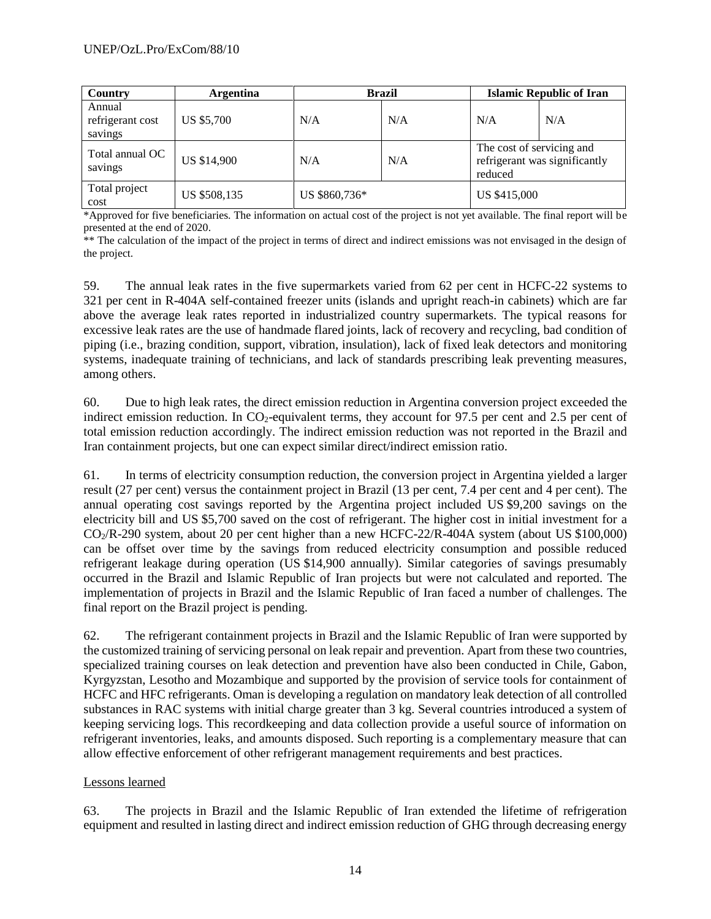| Country | Argentina | Brazil | | Islamic Republic of Iran | |
|---|---|---|---|---|---|
| Annual refrigerant cost savings | US $5,700 | N/A | N/A | N/A | N/A |
| Total annual OC savings | US $14,900 | N/A | N/A | The cost of servicing and refrigerant was significantly reduced | |
| Total project cost | US $508,135 | US $860,736* | | US $415,000 | |

*Approved for five beneficiaries. The information on actual cost of the project is not yet available. The final report will be presented at the end of 2020.

** The calculation of the impact of the project in terms of direct and indirect emissions was not envisaged in the design of the project.

59. The annual leak rates in the five supermarkets varied from 62 per cent in HCFC-22 systems to 321 per cent in R-404A self-contained freezer units (islands and upright reach-in cabinets) which are far above the average leak rates reported in industrialized country supermarkets. The typical reasons for excessive leak rates are the use of handmade flared joints, lack of recovery and recycling, bad condition of piping (i.e., brazing condition, support, vibration, insulation), lack of fixed leak detectors and monitoring systems, inadequate training of technicians, and lack of standards prescribing leak preventing measures, among others.

60. Due to high leak rates, the direct emission reduction in Argentina conversion project exceeded the indirect emission reduction. In $CO_2$-equivalent terms, they account for 97.5 per cent and 2.5 per cent of total emission reduction accordingly. The indirect emission reduction was not reported in the Brazil and Iran containment projects, but one can expect similar direct/indirect emission ratio.

61. In terms of electricity consumption reduction, the conversion project in Argentina yielded a larger result (27 per cent) versus the containment project in Brazil (13 per cent, 7.4 per cent and 4 per cent). The annual operating cost savings reported by the Argentina project included US $9,200 savings on the electricity bill and US $5,700 saved on the cost of refrigerant. The higher cost in initial investment for a $CO_2$/R-290 system, about 20 per cent higher than a new HCFC-22/R-404A system (about US $100,000) can be offset over time by the savings from reduced electricity consumption and possible reduced refrigerant leakage during operation (US $14,900 annually). Similar categories of savings presumably occurred in the Brazil and Islamic Republic of Iran projects but were not calculated and reported. The implementation of projects in Brazil and the Islamic Republic of Iran faced a number of challenges. The final report on the Brazil project is pending.

62. The refrigerant containment projects in Brazil and the Islamic Republic of Iran were supported by the customized training of servicing personal on leak repair and prevention. Apart from these two countries, specialized training courses on leak detection and prevention have also been conducted in Chile, Gabon, Kyrgyzstan, Lesotho and Mozambique and supported by the provision of service tools for containment of HCFC and HFC refrigerants. Oman is developing a regulation on mandatory leak detection of all controlled substances in RAC systems with initial charge greater than 3 kg. Several countries introduced a system of keeping servicing logs. This recordkeeping and data collection provide a useful source of information on refrigerant inventories, leaks, and amounts disposed. Such reporting is a complementary measure that can allow effective enforcement of other refrigerant management requirements and best practices.

Lessons learned

63. The projects in Brazil and the Islamic Republic of Iran extended the lifetime of refrigeration equipment and resulted in lasting direct and indirect emission reduction of GHG through decreasing energy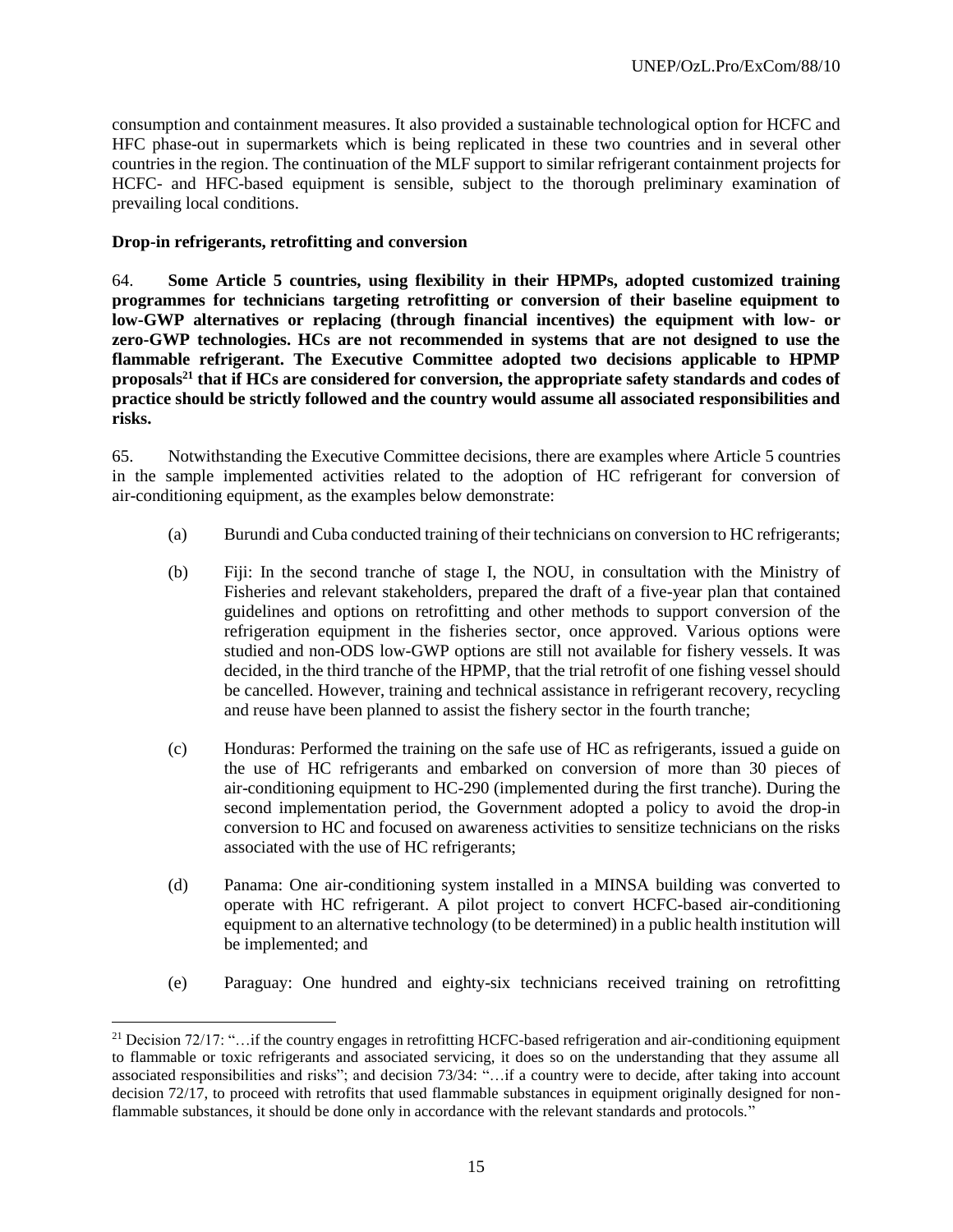consumption and containment measures. It also provided a sustainable technological option for HCFC and HFC phase-out in supermarkets which is being replicated in these two countries and in several other countries in the region. The continuation of the MLF support to similar refrigerant containment projects for HCFC- and HFC-based equipment is sensible, subject to the thorough preliminary examination of prevailing local conditions.

**Drop-in refrigerants, retrofitting and conversion**

64. **Some Article 5 countries, using flexibility in their HPMPs, adopted customized training programmes for technicians targeting retrofitting or conversion of their baseline equipment to low-GWP alternatives or replacing (through financial incentives) the equipment with low- or zero-GWP technologies. HCs are not recommended in systems that are not designed to use the flammable refrigerant. The Executive Committee adopted two decisions applicable to HPMP proposals[21] that if HCs are considered for conversion, the appropriate safety standards and codes of practice should be strictly followed and the country would assume all associated responsibilities and risks.**

65. Notwithstanding the Executive Committee decisions, there are examples where Article 5 countries in the sample implemented activities related to the adoption of HC refrigerant for conversion of air-conditioning equipment, as the examples below demonstrate:

(a) Burundi and Cuba conducted training of their technicians on conversion to HC refrigerants;

(b) Fiji: In the second tranche of stage I, the NOU, in consultation with the Ministry of Fisheries and relevant stakeholders, prepared the draft of a five-year plan that contained guidelines and options on retrofitting and other methods to support conversion of the refrigeration equipment in the fisheries sector, once approved. Various options were studied and non-ODS low-GWP options are still not available for fishery vessels. It was decided, in the third tranche of the HPMP, that the trial retrofit of one fishing vessel should be cancelled. However, training and technical assistance in refrigerant recovery, recycling and reuse have been planned to assist the fishery sector in the fourth tranche;

(c) Honduras: Performed the training on the safe use of HC as refrigerants, issued a guide on the use of HC refrigerants and embarked on conversion of more than 30 pieces of air-conditioning equipment to HC-290 (implemented during the first tranche). During the second implementation period, the Government adopted a policy to avoid the drop-in conversion to HC and focused on awareness activities to sensitize technicians on the risks associated with the use of HC refrigerants;

(d) Panama: One air-conditioning system installed in a MINSA building was converted to operate with HC refrigerant. A pilot project to convert HCFC-based air-conditioning equipment to an alternative technology (to be determined) in a public health institution will be implemented; and

(e) Paraguay: One hundred and eighty-six technicians received training on retrofitting

[21] Decision 72/17: "…if the country engages in retrofitting HCFC-based refrigeration and air-conditioning equipment to flammable or toxic refrigerants and associated servicing, it does so on the understanding that they assume all associated responsibilities and risks"; and decision 73/34: "…if a country were to decide, after taking into account decision 72/17, to proceed with retrofits that used flammable substances in equipment originally designed for non-flammable substances, it should be done only in accordance with the relevant standards and protocols."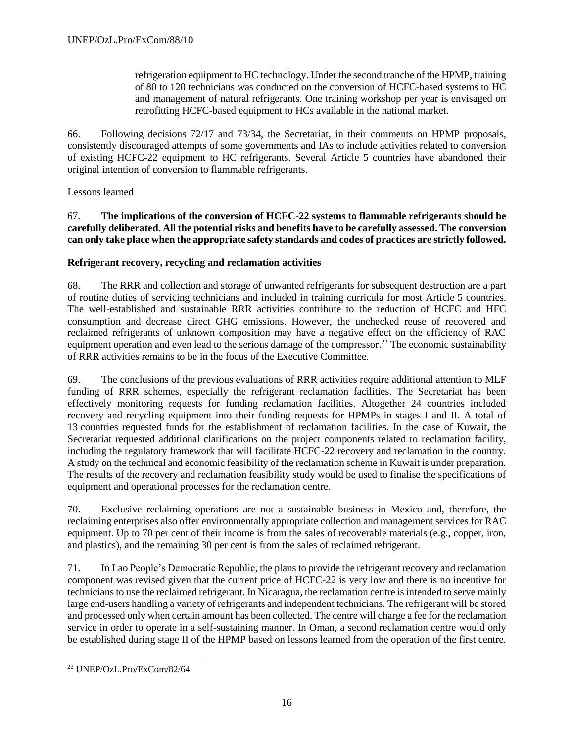refrigeration equipment to HC technology. Under the second tranche of the HPMP, training of 80 to 120 technicians was conducted on the conversion of HCFC-based systems to HC and management of natural refrigerants. One training workshop per year is envisaged on retrofitting HCFC-based equipment to HCs available in the national market.

66. Following decisions 72/17 and 73/34, the Secretariat, in their comments on HPMP proposals, consistently discouraged attempts of some governments and IAs to include activities related to conversion of existing HCFC-22 equipment to HC refrigerants. Several Article 5 countries have abandoned their original intention of conversion to flammable refrigerants.

Lessons learned

67. **The implications of the conversion of HCFC-22 systems to flammable refrigerants should be carefully deliberated. All the potential risks and benefits have to be carefully assessed. The conversion can only take place when the appropriate safety standards and codes of practices are strictly followed.**

**Refrigerant recovery, recycling and reclamation activities**

68. The RRR and collection and storage of unwanted refrigerants for subsequent destruction are a part of routine duties of servicing technicians and included in training curricula for most Article 5 countries. The well-established and sustainable RRR activities contribute to the reduction of HCFC and HFC consumption and decrease direct GHG emissions. However, the unchecked reuse of recovered and reclaimed refrigerants of unknown composition may have a negative effect on the efficiency of RAC equipment operation and even lead to the serious damage of the compressor.[22] The economic sustainability of RRR activities remains to be in the focus of the Executive Committee.

69. The conclusions of the previous evaluations of RRR activities require additional attention to MLF funding of RRR schemes, especially the refrigerant reclamation facilities. The Secretariat has been effectively monitoring requests for funding reclamation facilities. Altogether 24 countries included recovery and recycling equipment into their funding requests for HPMPs in stages I and II. A total of 13 countries requested funds for the establishment of reclamation facilities. In the case of Kuwait, the Secretariat requested additional clarifications on the project components related to reclamation facility, including the regulatory framework that will facilitate HCFC-22 recovery and reclamation in the country. A study on the technical and economic feasibility of the reclamation scheme in Kuwait is under preparation. The results of the recovery and reclamation feasibility study would be used to finalise the specifications of equipment and operational processes for the reclamation centre.

70. Exclusive reclaiming operations are not a sustainable business in Mexico and, therefore, the reclaiming enterprises also offer environmentally appropriate collection and management services for RAC equipment. Up to 70 per cent of their income is from the sales of recoverable materials (e.g., copper, iron, and plastics), and the remaining 30 per cent is from the sales of reclaimed refrigerant.

71. In Lao People's Democratic Republic, the plans to provide the refrigerant recovery and reclamation component was revised given that the current price of HCFC-22 is very low and there is no incentive for technicians to use the reclaimed refrigerant. In Nicaragua, the reclamation centre is intended to serve mainly large end-users handling a variety of refrigerants and independent technicians. The refrigerant will be stored and processed only when certain amount has been collected. The centre will charge a fee for the reclamation service in order to operate in a self-sustaining manner. In Oman, a second reclamation centre would only be established during stage II of the HPMP based on lessons learned from the operation of the first centre.

[22] UNEP/OzL.Pro/ExCom/82/64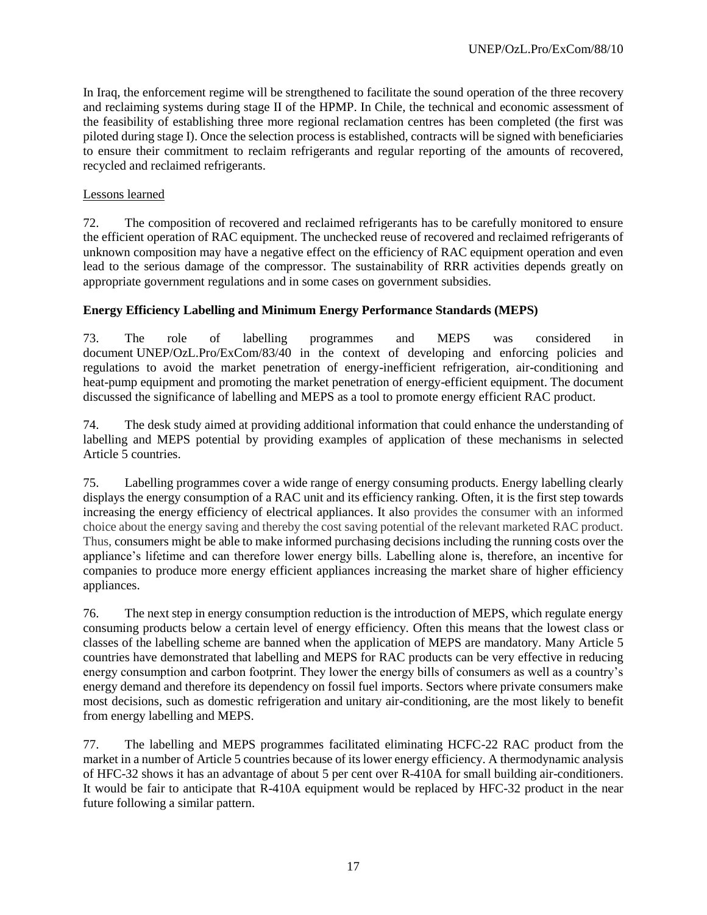In Iraq, the enforcement regime will be strengthened to facilitate the sound operation of the three recovery and reclaiming systems during stage II of the HPMP. In Chile, the technical and economic assessment of the feasibility of establishing three more regional reclamation centres has been completed (the first was piloted during stage I). Once the selection process is established, contracts will be signed with beneficiaries to ensure their commitment to reclaim refrigerants and regular reporting of the amounts of recovered, recycled and reclaimed refrigerants.

Lessons learned

72. The composition of recovered and reclaimed refrigerants has to be carefully monitored to ensure the efficient operation of RAC equipment. The unchecked reuse of recovered and reclaimed refrigerants of unknown composition may have a negative effect on the efficiency of RAC equipment operation and even lead to the serious damage of the compressor. The sustainability of RRR activities depends greatly on appropriate government regulations and in some cases on government subsidies.

**Energy Efficiency Labelling and Minimum Energy Performance Standards (MEPS)**

73. The role of labelling programmes and MEPS was considered in document UNEP/OzL.Pro/ExCom/83/40 in the context of developing and enforcing policies and regulations to avoid the market penetration of energy-inefficient refrigeration, air-conditioning and heat-pump equipment and promoting the market penetration of energy-efficient equipment. The document discussed the significance of labelling and MEPS as a tool to promote energy efficient RAC product.

74. The desk study aimed at providing additional information that could enhance the understanding of labelling and MEPS potential by providing examples of application of these mechanisms in selected Article 5 countries.

75. Labelling programmes cover a wide range of energy consuming products. Energy labelling clearly displays the energy consumption of a RAC unit and its efficiency ranking. Often, it is the first step towards increasing the energy efficiency of electrical appliances. It also provides the consumer with an informed choice about the energy saving and thereby the cost saving potential of the relevant marketed RAC product. Thus, consumers might be able to make informed purchasing decisions including the running costs over the appliance's lifetime and can therefore lower energy bills. Labelling alone is, therefore, an incentive for companies to produce more energy efficient appliances increasing the market share of higher efficiency appliances.

76. The next step in energy consumption reduction is the introduction of MEPS, which regulate energy consuming products below a certain level of energy efficiency. Often this means that the lowest class or classes of the labelling scheme are banned when the application of MEPS are mandatory. Many Article 5 countries have demonstrated that labelling and MEPS for RAC products can be very effective in reducing energy consumption and carbon footprint. They lower the energy bills of consumers as well as a country's energy demand and therefore its dependency on fossil fuel imports. Sectors where private consumers make most decisions, such as domestic refrigeration and unitary air-conditioning, are the most likely to benefit from energy labelling and MEPS.

77. The labelling and MEPS programmes facilitated eliminating HCFC-22 RAC product from the market in a number of Article 5 countries because of its lower energy efficiency. A thermodynamic analysis of HFC-32 shows it has an advantage of about 5 per cent over R-410A for small building air-conditioners. It would be fair to anticipate that R-410A equipment would be replaced by HFC-32 product in the near future following a similar pattern.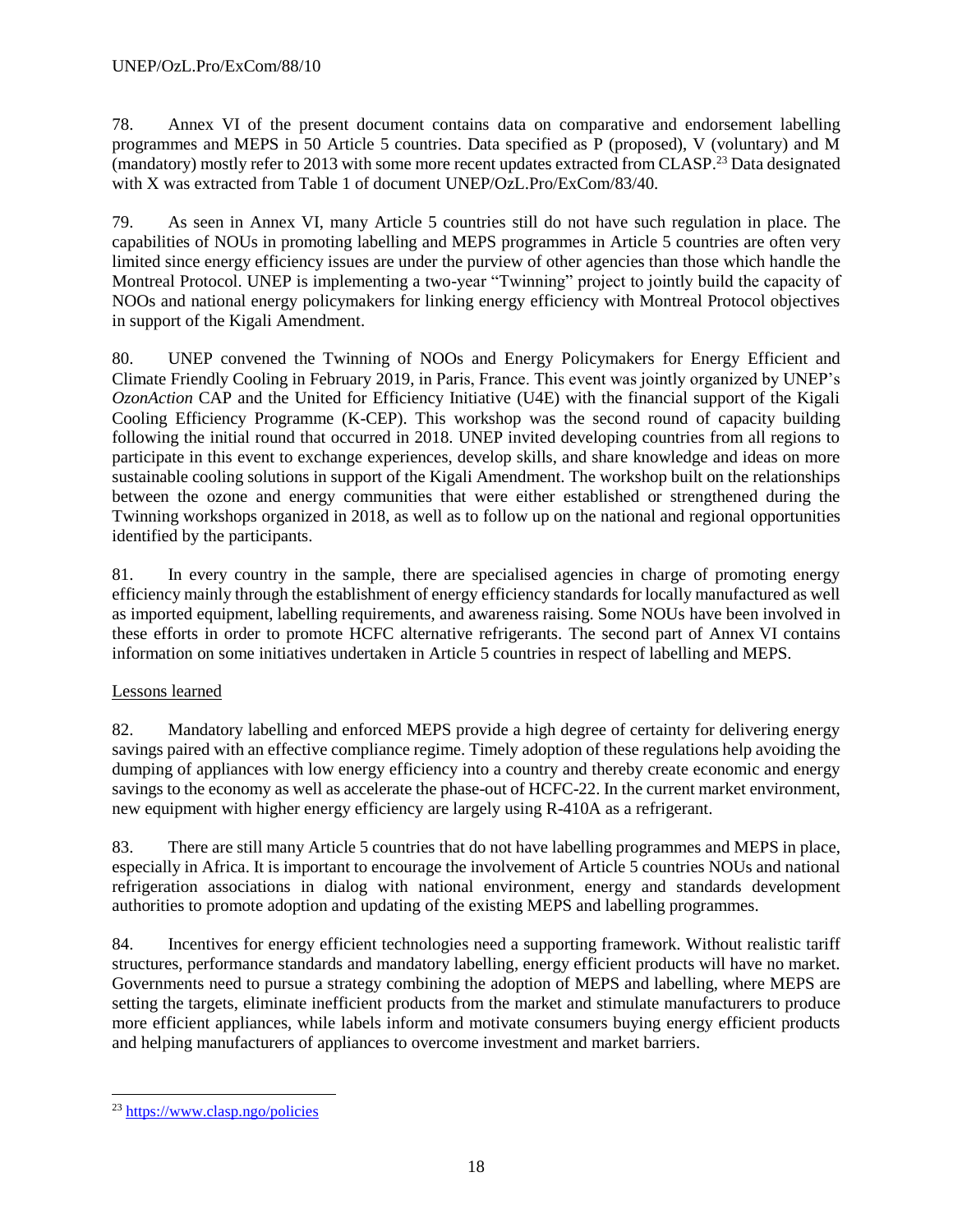78. Annex VI of the present document contains data on comparative and endorsement labelling programmes and MEPS in 50 Article 5 countries. Data specified as P (proposed), V (voluntary) and M (mandatory) mostly refer to 2013 with some more recent updates extracted from CLASP.[23] Data designated with X was extracted from Table 1 of document UNEP/OzL.Pro/ExCom/83/40.

79. As seen in Annex VI, many Article 5 countries still do not have such regulation in place. The capabilities of NOUs in promoting labelling and MEPS programmes in Article 5 countries are often very limited since energy efficiency issues are under the purview of other agencies than those which handle the Montreal Protocol. UNEP is implementing a two-year "Twinning" project to jointly build the capacity of NOOs and national energy policymakers for linking energy efficiency with Montreal Protocol objectives in support of the Kigali Amendment.

80. UNEP convened the Twinning of NOOs and Energy Policymakers for Energy Efficient and Climate Friendly Cooling in February 2019, in Paris, France. This event was jointly organized by UNEP's *OzonAction* CAP and the United for Efficiency Initiative (U4E) with the financial support of the Kigali Cooling Efficiency Programme (K-CEP). This workshop was the second round of capacity building following the initial round that occurred in 2018. UNEP invited developing countries from all regions to participate in this event to exchange experiences, develop skills, and share knowledge and ideas on more sustainable cooling solutions in support of the Kigali Amendment. The workshop built on the relationships between the ozone and energy communities that were either established or strengthened during the Twinning workshops organized in 2018, as well as to follow up on the national and regional opportunities identified by the participants.

81. In every country in the sample, there are specialised agencies in charge of promoting energy efficiency mainly through the establishment of energy efficiency standards for locally manufactured as well as imported equipment, labelling requirements, and awareness raising. Some NOUs have been involved in these efforts in order to promote HCFC alternative refrigerants. The second part of Annex VI contains information on some initiatives undertaken in Article 5 countries in respect of labelling and MEPS.

Lessons learned

82. Mandatory labelling and enforced MEPS provide a high degree of certainty for delivering energy savings paired with an effective compliance regime. Timely adoption of these regulations help avoiding the dumping of appliances with low energy efficiency into a country and thereby create economic and energy savings to the economy as well as accelerate the phase-out of HCFC-22. In the current market environment, new equipment with higher energy efficiency are largely using R-410A as a refrigerant.

83. There are still many Article 5 countries that do not have labelling programmes and MEPS in place, especially in Africa. It is important to encourage the involvement of Article 5 countries NOUs and national refrigeration associations in dialog with national environment, energy and standards development authorities to promote adoption and updating of the existing MEPS and labelling programmes.

84. Incentives for energy efficient technologies need a supporting framework. Without realistic tariff structures, performance standards and mandatory labelling, energy efficient products will have no market. Governments need to pursue a strategy combining the adoption of MEPS and labelling, where MEPS are setting the targets, eliminate inefficient products from the market and stimulate manufacturers to produce more efficient appliances, while labels inform and motivate consumers buying energy efficient products and helping manufacturers of appliances to overcome investment and market barriers.

[23] https://www.clasp.ngo/policies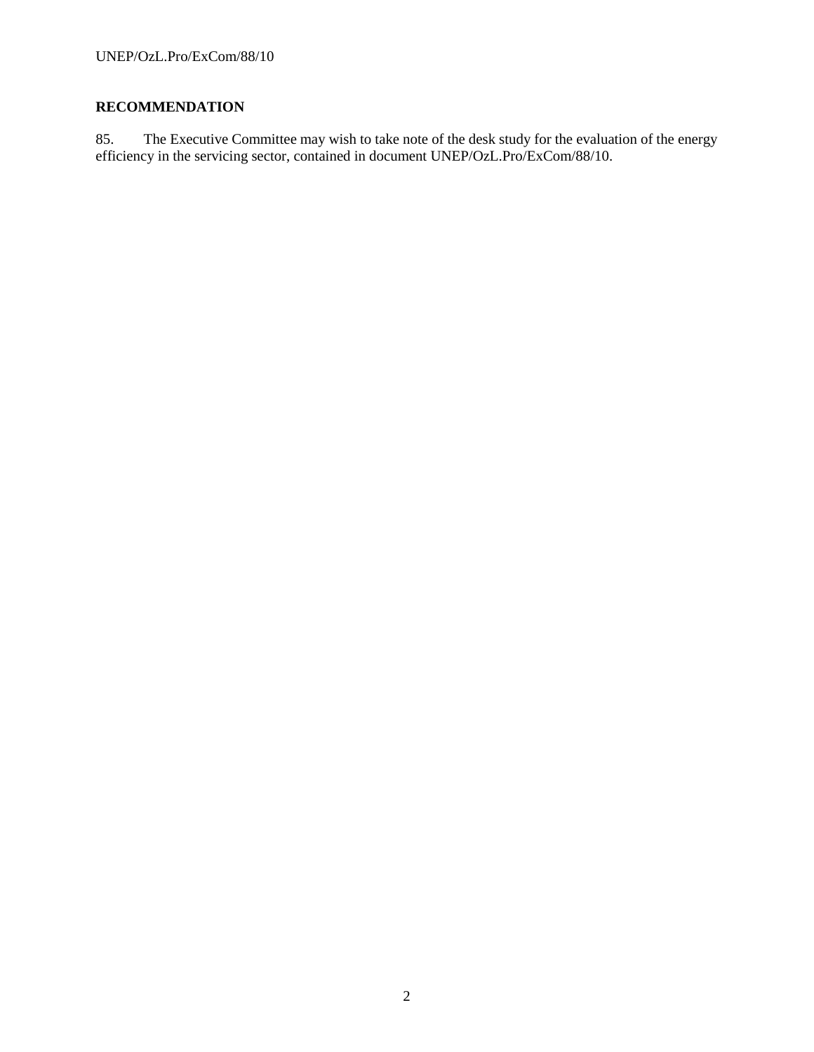**RECOMMENDATION**

85. The Executive Committee may wish to take note of the desk study for the evaluation of the energy efficiency in the servicing sector, contained in document UNEP/OzL.Pro/ExCom/88/10.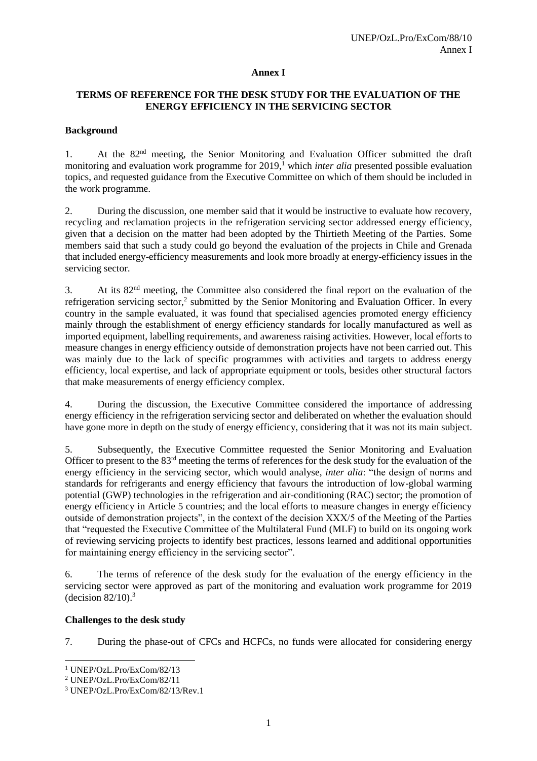**Annex I**

**TERMS OF REFERENCE FOR THE DESK STUDY FOR THE EVALUATION OF THE ENERGY EFFICIENCY IN THE SERVICING SECTOR**

**Background**

1. At the 82nd meeting, the Senior Monitoring and Evaluation Officer submitted the draft monitoring and evaluation work programme for 2019,[1] which *inter alia* presented possible evaluation topics, and requested guidance from the Executive Committee on which of them should be included in the work programme.

2. During the discussion, one member said that it would be instructive to evaluate how recovery, recycling and reclamation projects in the refrigeration servicing sector addressed energy efficiency, given that a decision on the matter had been adopted by the Thirtieth Meeting of the Parties. Some members said that such a study could go beyond the evaluation of the projects in Chile and Grenada that included energy-efficiency measurements and look more broadly at energy-efficiency issues in the servicing sector.

3. At its 82nd meeting, the Committee also considered the final report on the evaluation of the refrigeration servicing sector,[2] submitted by the Senior Monitoring and Evaluation Officer. In every country in the sample evaluated, it was found that specialised agencies promoted energy efficiency mainly through the establishment of energy efficiency standards for locally manufactured as well as imported equipment, labelling requirements, and awareness raising activities. However, local efforts to measure changes in energy efficiency outside of demonstration projects have not been carried out. This was mainly due to the lack of specific programmes with activities and targets to address energy efficiency, local expertise, and lack of appropriate equipment or tools, besides other structural factors that make measurements of energy efficiency complex.

4. During the discussion, the Executive Committee considered the importance of addressing energy efficiency in the refrigeration servicing sector and deliberated on whether the evaluation should have gone more in depth on the study of energy efficiency, considering that it was not its main subject.

5. Subsequently, the Executive Committee requested the Senior Monitoring and Evaluation Officer to present to the 83rd meeting the terms of references for the desk study for the evaluation of the energy efficiency in the servicing sector, which would analyse, *inter alia*: "the design of norms and standards for refrigerants and energy efficiency that favours the introduction of low-global warming potential (GWP) technologies in the refrigeration and air-conditioning (RAC) sector; the promotion of energy efficiency in Article 5 countries; and the local efforts to measure changes in energy efficiency outside of demonstration projects", in the context of the decision XXX/5 of the Meeting of the Parties that "requested the Executive Committee of the Multilateral Fund (MLF) to build on its ongoing work of reviewing servicing projects to identify best practices, lessons learned and additional opportunities for maintaining energy efficiency in the servicing sector".

6. The terms of reference of the desk study for the evaluation of the energy efficiency in the servicing sector were approved as part of the monitoring and evaluation work programme for 2019 (decision 82/10).[3]

**Challenges to the desk study**

7. During the phase-out of CFCs and HCFCs, no funds were allocated for considering energy

[1] UNEP/OzL.Pro/ExCom/82/13
[2] UNEP/OzL.Pro/ExCom/82/11
[3] UNEP/OzL.Pro/ExCom/82/13/Rev.1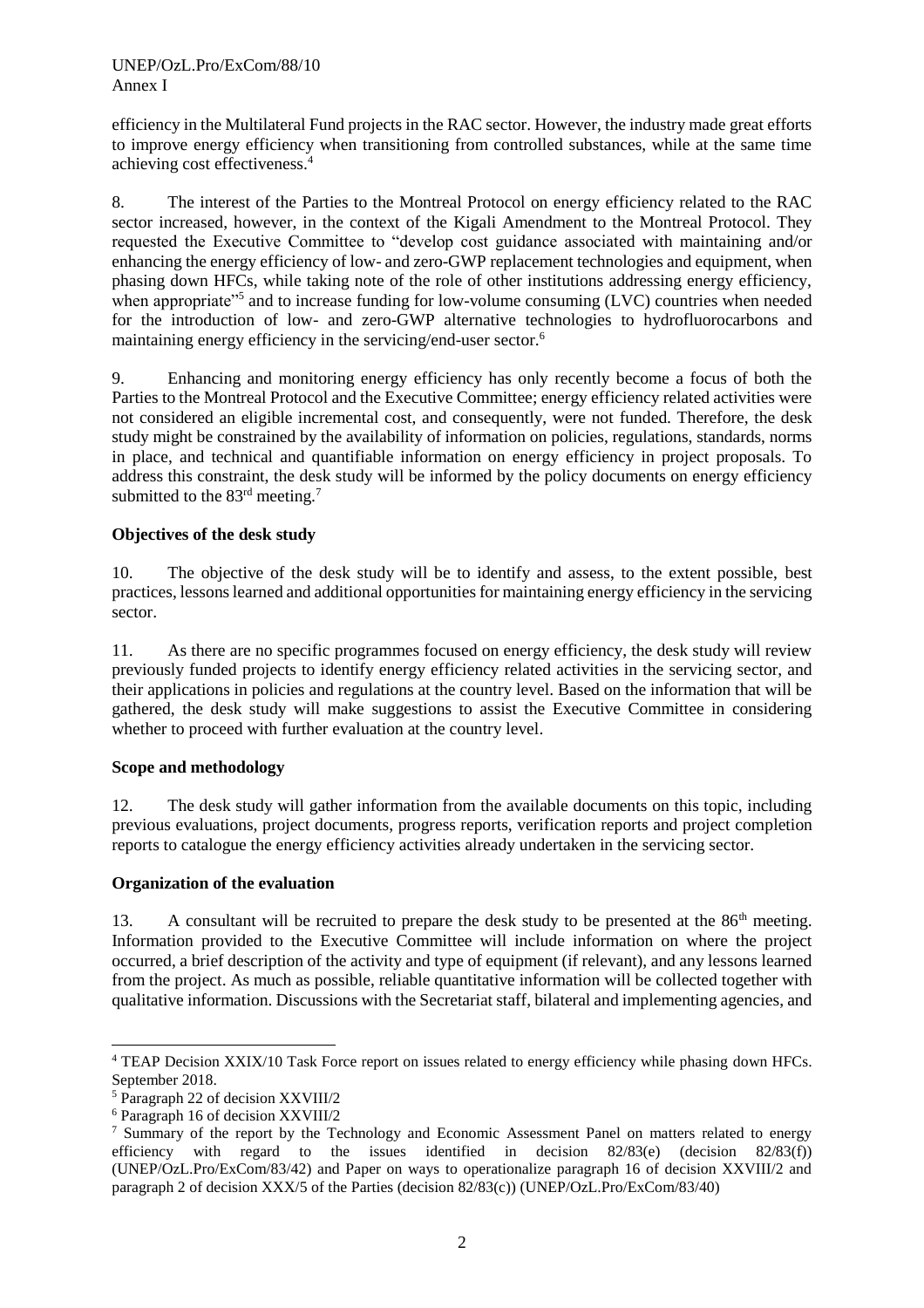efficiency in the Multilateral Fund projects in the RAC sector. However, the industry made great efforts to improve energy efficiency when transitioning from controlled substances, while at the same time achieving cost effectiveness.[4]

8. The interest of the Parties to the Montreal Protocol on energy efficiency related to the RAC sector increased, however, in the context of the Kigali Amendment to the Montreal Protocol. They requested the Executive Committee to "develop cost guidance associated with maintaining and/or enhancing the energy efficiency of low- and zero-GWP replacement technologies and equipment, when phasing down HFCs, while taking note of the role of other institutions addressing energy efficiency, when appropriate"[5] and to increase funding for low-volume consuming (LVC) countries when needed for the introduction of low- and zero-GWP alternative technologies to hydrofluorocarbons and maintaining energy efficiency in the servicing/end-user sector.[6]

9. Enhancing and monitoring energy efficiency has only recently become a focus of both the Parties to the Montreal Protocol and the Executive Committee; energy efficiency related activities were not considered an eligible incremental cost, and consequently, were not funded. Therefore, the desk study might be constrained by the availability of information on policies, regulations, standards, norms in place, and technical and quantifiable information on energy efficiency in project proposals. To address this constraint, the desk study will be informed by the policy documents on energy efficiency submitted to the 83rd meeting.[7]

**Objectives of the desk study**

10. The objective of the desk study will be to identify and assess, to the extent possible, best practices, lessons learned and additional opportunities for maintaining energy efficiency in the servicing sector.

11. As there are no specific programmes focused on energy efficiency, the desk study will review previously funded projects to identify energy efficiency related activities in the servicing sector, and their applications in policies and regulations at the country level. Based on the information that will be gathered, the desk study will make suggestions to assist the Executive Committee in considering whether to proceed with further evaluation at the country level.

**Scope and methodology**

12. The desk study will gather information from the available documents on this topic, including previous evaluations, project documents, progress reports, verification reports and project completion reports to catalogue the energy efficiency activities already undertaken in the servicing sector.

**Organization of the evaluation**

13. A consultant will be recruited to prepare the desk study to be presented at the 86th meeting. Information provided to the Executive Committee will include information on where the project occurred, a brief description of the activity and type of equipment (if relevant), and any lessons learned from the project. As much as possible, reliable quantitative information will be collected together with qualitative information. Discussions with the Secretariat staff, bilateral and implementing agencies, and

---

[4] TEAP Decision XXIX/10 Task Force report on issues related to energy efficiency while phasing down HFCs. September 2018.

[5] Paragraph 22 of decision XXVIII/2

[6] Paragraph 16 of decision XXVIII/2

[7] Summary of the report by the Technology and Economic Assessment Panel on matters related to energy efficiency with regard to the issues identified in decision 82/83(e) (decision 82/83(f)) (UNEP/OzL.Pro/ExCom/83/42) and Paper on ways to operationalize paragraph 16 of decision XXVIII/2 and paragraph 2 of decision XXX/5 of the Parties (decision 82/83(c)) (UNEP/OzL.Pro/ExCom/83/40)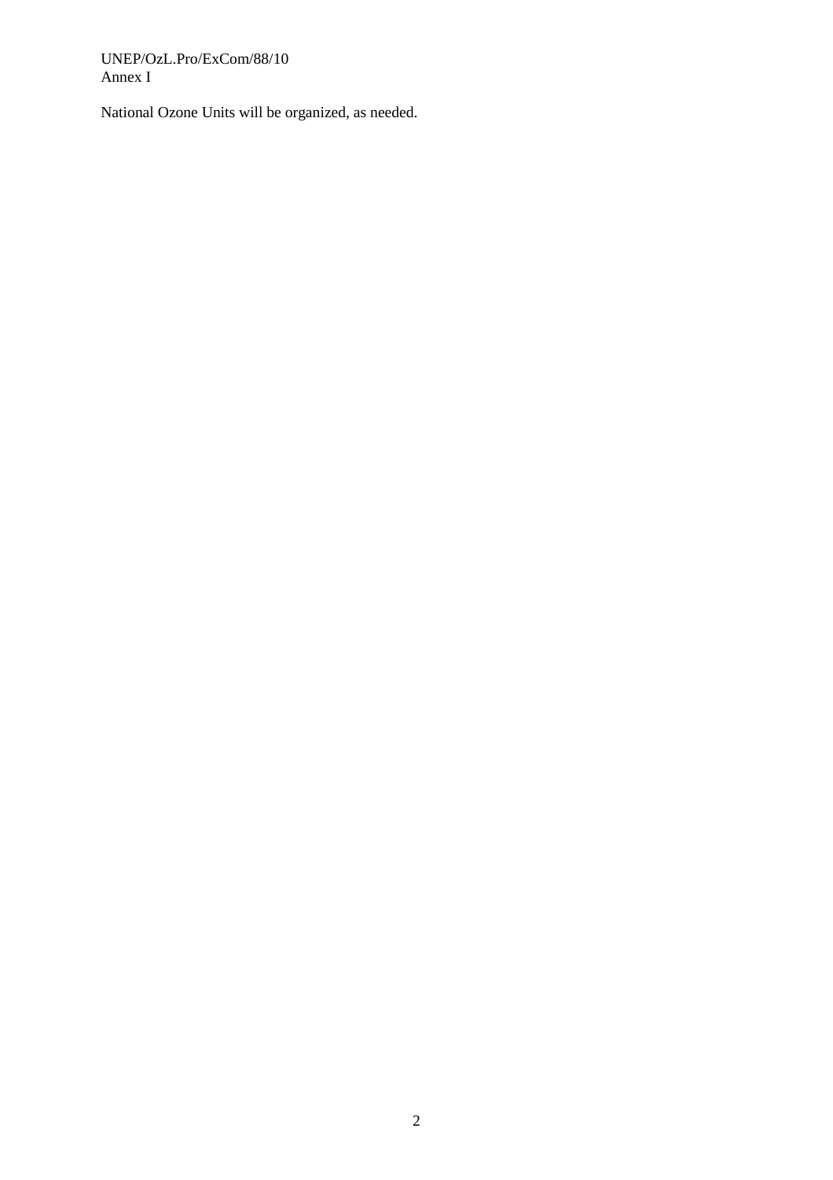National Ozone Units will be organized, as needed.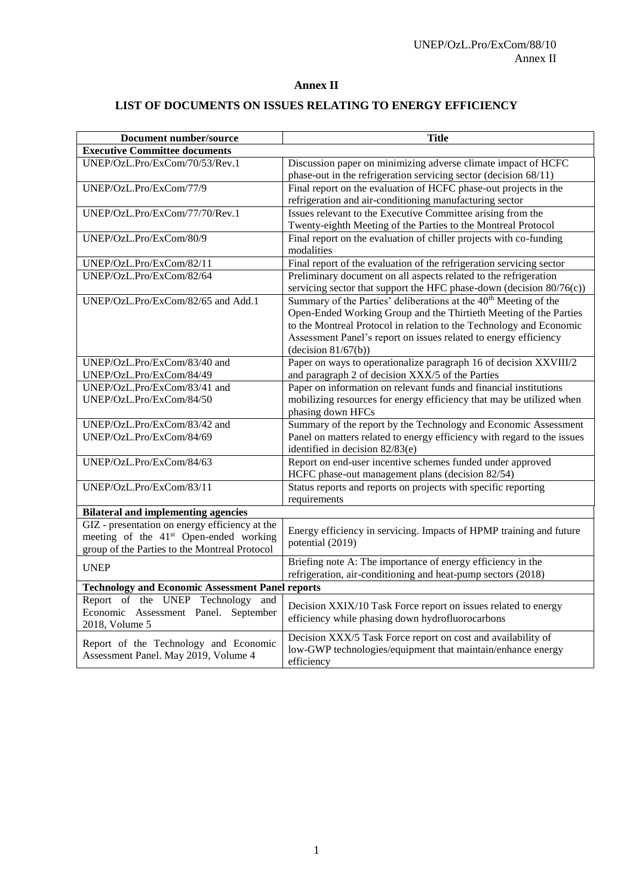**Annex II**

**LIST OF DOCUMENTS ON ISSUES RELATING TO ENERGY EFFICIENCY**

| Document number/source | Title |
|---|---|
| **Executive Committee documents** | |
| UNEP/OzL.Pro/ExCom/70/53/Rev.1 | Discussion paper on minimizing adverse climate impact of HCFC phase-out in the refrigeration servicing sector (decision 68/11) |
| UNEP/OzL.Pro/ExCom/77/9 | Final report on the evaluation of HCFC phase-out projects in the refrigeration and air-conditioning manufacturing sector |
| UNEP/OzL.Pro/ExCom/77/70/Rev.1 | Issues relevant to the Executive Committee arising from the Twenty-eighth Meeting of the Parties to the Montreal Protocol |
| UNEP/OzL.Pro/ExCom/80/9 | Final report on the evaluation of chiller projects with co-funding modalities |
| UNEP/OzL.Pro/ExCom/82/11 | Final report of the evaluation of the refrigeration servicing sector |
| UNEP/OzL.Pro/ExCom/82/64 | Preliminary document on all aspects related to the refrigeration servicing sector that support the HFC phase-down (decision 80/76(c)) |
| UNEP/OzL.Pro/ExCom/82/65 and Add.1 | Summary of the Parties' deliberations at the 40th Meeting of the Open-Ended Working Group and the Thirtieth Meeting of the Parties to the Montreal Protocol in relation to the Technology and Economic Assessment Panel's report on issues related to energy efficiency (decision 81/67(b)) |
| UNEP/OzL.Pro/ExCom/83/40 and UNEP/OzL.Pro/ExCom/84/49 | Paper on ways to operationalize paragraph 16 of decision XXVIII/2 and paragraph 2 of decision XXX/5 of the Parties |
| UNEP/OzL.Pro/ExCom/83/41 and UNEP/OzL.Pro/ExCom/84/50 | Paper on information on relevant funds and financial institutions mobilizing resources for energy efficiency that may be utilized when phasing down HFCs |
| UNEP/OzL.Pro/ExCom/83/42 and UNEP/OzL.Pro/ExCom/84/69 | Summary of the report by the Technology and Economic Assessment Panel on matters related to energy efficiency with regard to the issues identified in decision 82/83(e) |
| UNEP/OzL.Pro/ExCom/84/63 | Report on end-user incentive schemes funded under approved HCFC phase-out management plans (decision 82/54) |
| UNEP/OzL.Pro/ExCom/83/11 | Status reports and reports on projects with specific reporting requirements |
| **Bilateral and implementing agencies** | |
| GIZ - presentation on energy efficiency at the meeting of the 41st Open-ended working group of the Parties to the Montreal Protocol | Energy efficiency in servicing. Impacts of HPMP training and future potential (2019) |
| UNEP | Briefing note A: The importance of energy efficiency in the refrigeration, air-conditioning and heat-pump sectors (2018) |
| **Technology and Economic Assessment Panel reports** | |
| Report of the UNEP Technology and Economic Assessment Panel. September 2018, Volume 5 | Decision XXIX/10 Task Force report on issues related to energy efficiency while phasing down hydrofluorocarbons |
| Report of the Technology and Economic Assessment Panel. May 2019, Volume 4 | Decision XXX/5 Task Force report on cost and availability of low-GWP technologies/equipment that maintain/enhance energy efficiency |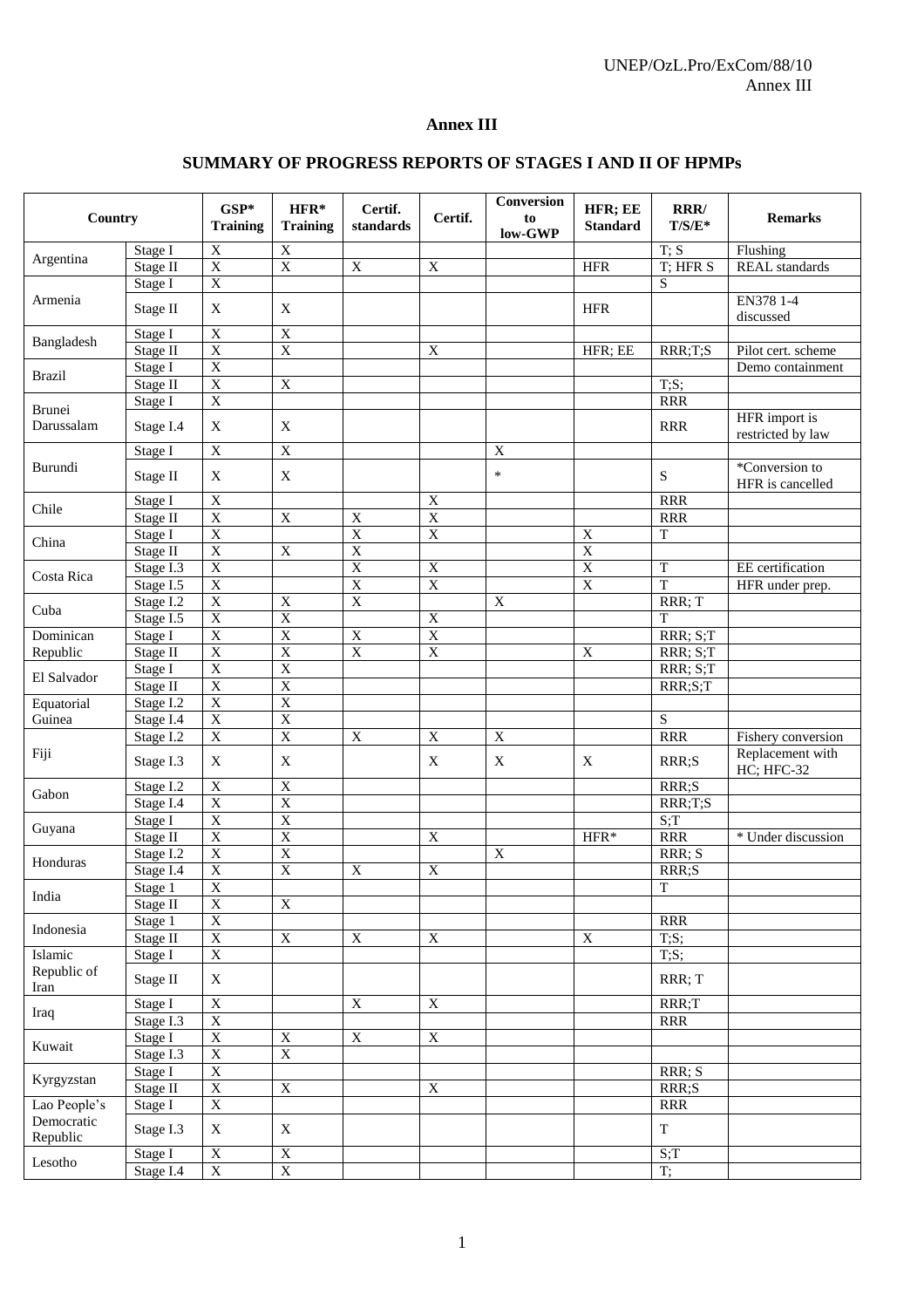# Annex III

## SUMMARY OF PROGRESS REPORTS OF STAGES I AND II OF HPMPs

| Country | | GSP* Training | HFR* Training | Certif. standards | Certif. | Conversion to low-GWP | HFR; EE Standard | RRR/ T/S/E* | Remarks |
|---|---|---|---|---|---|---|---|---|---|
| Argentina | Stage I | X | X | | | | | T; S | Flushing |
| | Stage II | X | X | X | X | | HFR | T; HFR S | REAL standards |
| Armenia | Stage I | X | | | | | | S | |
| | Stage II | X | X | | | | HFR | | EN378 1-4 discussed |
| Bangladesh | Stage I | X | X | | | | | | |
| | Stage II | X | X | | X | | HFR; EE | RRR;T;S | Pilot cert. scheme |
| Brazil | Stage I | X | | | | | | | Demo containment |
| | Stage II | X | X | | | | | T;S; | |
| Brunei Darussalam | Stage I | X | | | | | | RRR | |
| | Stage I.4 | X | X | | | | | RRR | HFR import is restricted by law |
| Burundi | Stage I | X | X | | | X | | | |
| | Stage II | X | X | | | * | | S | *Conversion to HFR is cancelled |
| Chile | Stage I | X | | | X | | | RRR | |
| | Stage II | X | X | X | X | | | RRR | |
| China | Stage I | X | | X | X | | X | T | |
| | Stage II | X | X | X | | | X | | |
| Costa Rica | Stage I.3 | X | | X | X | | X | T | EE certification |
| | Stage I.5 | X | | X | X | | X | T | HFR under prep. |
| Cuba | Stage I.2 | X | X | X | | X | | RRR; T | |
| | Stage I.5 | X | X | | X | | | T | |
| Dominican Republic | Stage I | X | X | X | X | | | RRR; S;T | |
| | Stage II | X | X | X | X | | X | RRR; S;T | |
| El Salvador | Stage I | X | X | | | | | RRR; S;T | |
| | Stage II | X | X | | | | | RRR;S;T | |
| Equatorial Guinea | Stage I.2 | X | X | | | | | | |
| | Stage I.4 | X | X | | | | | S | |
| Fiji | Stage I.2 | X | X | X | X | X | | RRR | Fishery conversion |
| | Stage I.3 | X | X | | X | X | X | RRR;S | Replacement with HC; HFC-32 |
| Gabon | Stage I.2 | X | X | | | | | RRR;S | |
| | Stage I.4 | X | X | | | | | RRR;T;S | |
| Guyana | Stage I | X | X | | | | | S;T | |
| | Stage II | X | X | | X | | HFR* | RRR | * Under discussion |
| Honduras | Stage I.2 | X | X | | | X | | RRR; S | |
| | Stage I.4 | X | X | X | X | | | RRR;S | |
| India | Stage 1 | X | | | | | | T | |
| | Stage II | X | X | | | | | | |
| Indonesia | Stage 1 | X | | | | | | RRR | |
| | Stage II | X | X | X | X | | X | T;S; | |
| Islamic Republic of Iran | Stage I | X | | | | | | T;S; | |
| | Stage II | X | | | | | | RRR; T | |
| Iraq | Stage I | X | | X | X | | | RRR;T | |
| | Stage I.3 | X | | | | | | RRR | |
| Kuwait | Stage I | X | X | X | X | | | | |
| | Stage I.3 | X | X | | | | | | |
| Kyrgyzstan | Stage I | X | | | | | | RRR; S | |
| | Stage II | X | X | | X | | | RRR;S | |
| Lao People's Democratic Republic | Stage I | X | | | | | | RRR | |
| | Stage I.3 | X | X | | | | | T | |
| Lesotho | Stage I | X | X | | | | | S;T | |
| | Stage I.4 | X | X | | | | | T; | |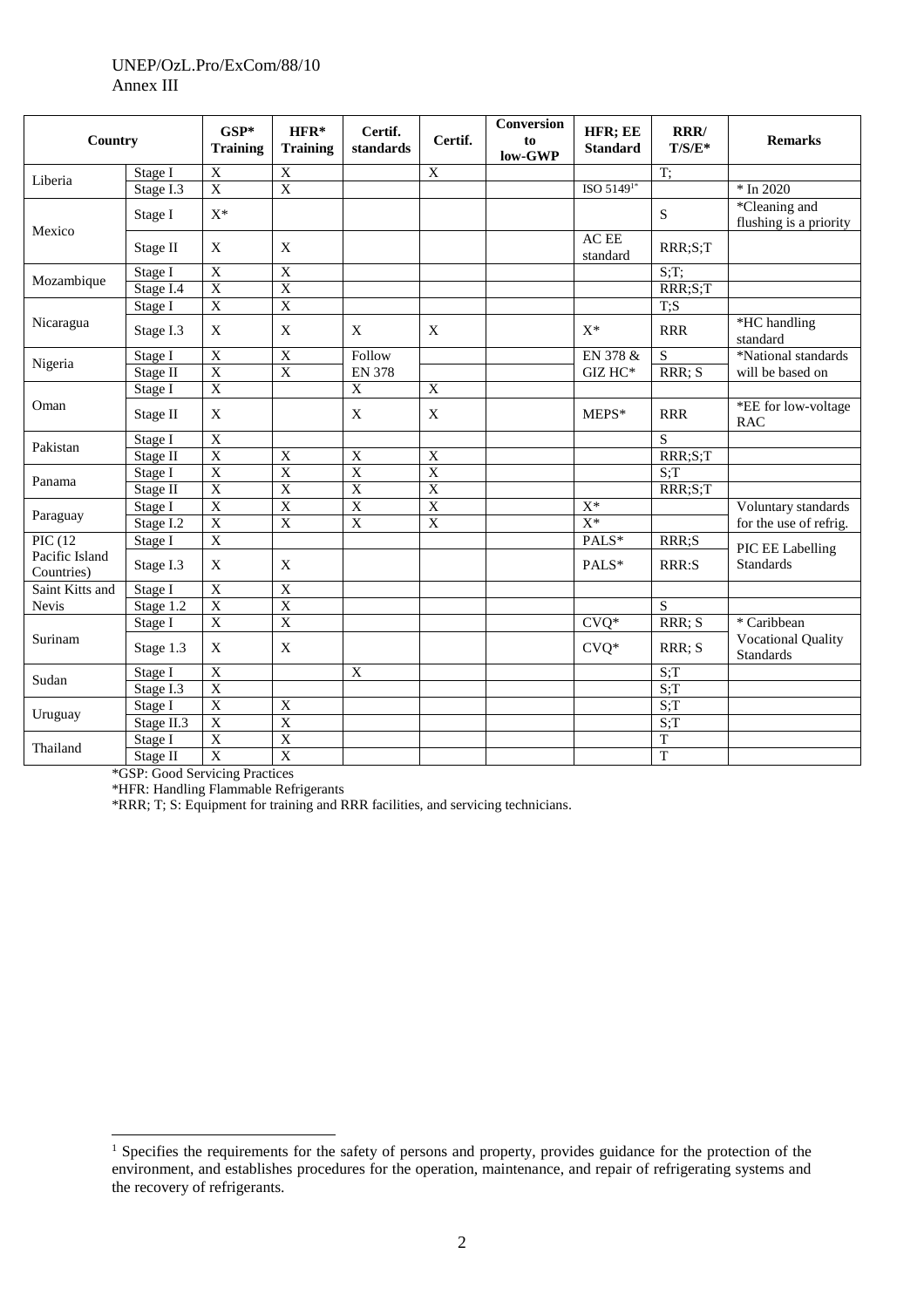| Country | | GSP* Training | HFR* Training | Certif. standards | Certif. | Conversion to low-GWP | HFR; EE Standard | RRR/ T/S/E* | Remarks |
|---|---|---|---|---|---|---|---|---|---|
| Liberia | Stage I | X | X | | X | | | T; | |
| | Stage I.3 | X | X | | | | ISO 5149[1]* | | * In 2020 |
| Mexico | Stage I | X* | | | | | | S | *Cleaning and flushing is a priority |
| | Stage II | X | X | | | | AC EE standard | RRR;S;T | |
| Mozambique | Stage I | X | X | | | | | S;T; | |
| | Stage I.4 | X | X | | | | | RRR;S;T | |
| Nicaragua | Stage I | X | X | | | | | T;S | |
| | Stage I.3 | X | X | X | X | | X* | RRR | *HC handling standard |
| Nigeria | Stage I | X | X | Follow | | | EN 378 & | S | *National standards |
| | Stage II | X | X | EN 378 | | | GIZ HC* | RRR; S | will be based on |
| Oman | Stage I | X | | X | X | | | | |
| | Stage II | X | | X | X | | MEPS* | RRR | *EE for low-voltage RAC |
| Pakistan | Stage I | X | | | | | | S | |
| | Stage II | X | X | X | X | | | RRR;S;T | |
| Panama | Stage I | X | X | X | X | | | S;T | |
| | Stage II | X | X | X | X | | | RRR;S;T | |
| Paraguay | Stage I | X | X | X | X | | X* | | Voluntary standards |
| | Stage I.2 | X | X | X | X | | X* | | for the use of refrig. |
| PIC (12 Pacific Island Countries) | Stage I | X | | | | | PALS* | RRR;S | PIC EE Labelling Standards |
| | Stage I.3 | X | X | | | | PALS* | RRR:S | |
| Saint Kitts and Nevis | Stage I | X | X | | | | | | |
| | Stage 1.2 | X | X | | | | | S | |
| Surinam | Stage I | X | X | | | | CVQ* | RRR; S | * Caribbean Vocational Quality Standards |
| | Stage 1.3 | X | X | | | | CVQ* | RRR; S | |
| Sudan | Stage I | X | | X | | | | S;T | |
| | Stage I.3 | X | | | | | | S;T | |
| Uruguay | Stage I | X | X | | | | | S;T | |
| | Stage II.3 | X | X | | | | | S;T | |
| Thailand | Stage I | X | X | | | | | T | |
| | Stage II | X | X | | | | | T | |

*GSP: Good Servicing Practices

*HFR: Handling Flammable Refrigerants

*RRR; T; S: Equipment for training and RRR facilities, and servicing technicians.

[1] Specifies the requirements for the safety of persons and property, provides guidance for the protection of the environment, and establishes procedures for the operation, maintenance, and repair of refrigerating systems and the recovery of refrigerants.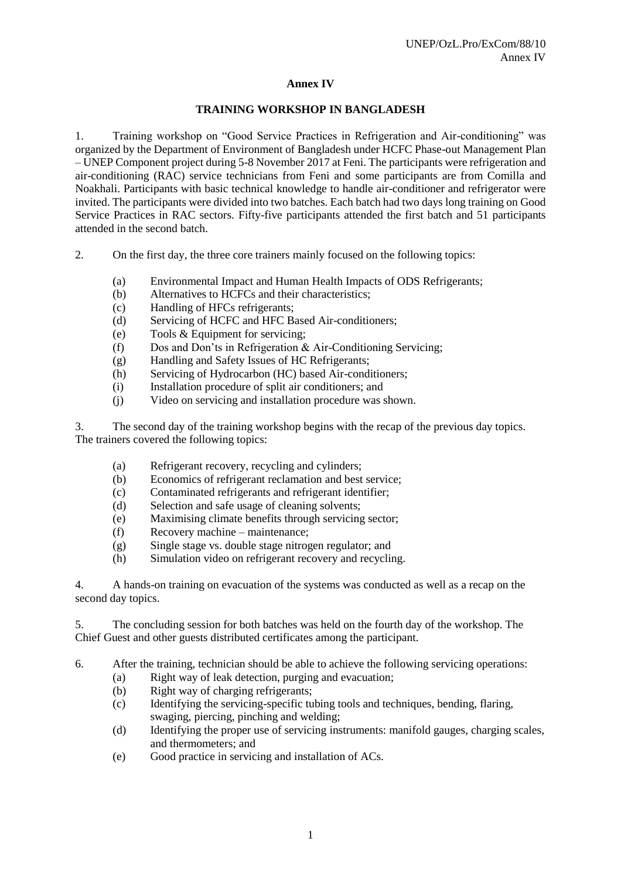# Annex IV

## TRAINING WORKSHOP IN BANGLADESH

1. Training workshop on "Good Service Practices in Refrigeration and Air-conditioning" was organized by the Department of Environment of Bangladesh under HCFC Phase-out Management Plan – UNEP Component project during 5-8 November 2017 at Feni. The participants were refrigeration and air-conditioning (RAC) service technicians from Feni and some participants are from Comilla and Noakhali. Participants with basic technical knowledge to handle air-conditioner and refrigerator were invited. The participants were divided into two batches. Each batch had two days long training on Good Service Practices in RAC sectors. Fifty-five participants attended the first batch and 51 participants attended in the second batch.

2. On the first day, the three core trainers mainly focused on the following topics:

   (a) Environmental Impact and Human Health Impacts of ODS Refrigerants;
   (b) Alternatives to HCFCs and their characteristics;
   (c) Handling of HFCs refrigerants;
   (d) Servicing of HCFC and HFC Based Air-conditioners;
   (e) Tools & Equipment for servicing;
   (f) Dos and Don'ts in Refrigeration & Air-Conditioning Servicing;
   (g) Handling and Safety Issues of HC Refrigerants;
   (h) Servicing of Hydrocarbon (HC) based Air-conditioners;
   (i) Installation procedure of split air conditioners; and
   (j) Video on servicing and installation procedure was shown.

3. The second day of the training workshop begins with the recap of the previous day topics. The trainers covered the following topics:

   (a) Refrigerant recovery, recycling and cylinders;
   (b) Economics of refrigerant reclamation and best service;
   (c) Contaminated refrigerants and refrigerant identifier;
   (d) Selection and safe usage of cleaning solvents;
   (e) Maximising climate benefits through servicing sector;
   (f) Recovery machine – maintenance;
   (g) Single stage vs. double stage nitrogen regulator; and
   (h) Simulation video on refrigerant recovery and recycling.

4. A hands-on training on evacuation of the systems was conducted as well as a recap on the second day topics.

5. The concluding session for both batches was held on the fourth day of the workshop. The Chief Guest and other guests distributed certificates among the participant.

6. After the training, technician should be able to achieve the following servicing operations:

   (a) Right way of leak detection, purging and evacuation;
   (b) Right way of charging refrigerants;
   (c) Identifying the servicing-specific tubing tools and techniques, bending, flaring, swaging, piercing, pinching and welding;
   (d) Identifying the proper use of servicing instruments: manifold gauges, charging scales, and thermometers; and
   (e) Good practice in servicing and installation of ACs.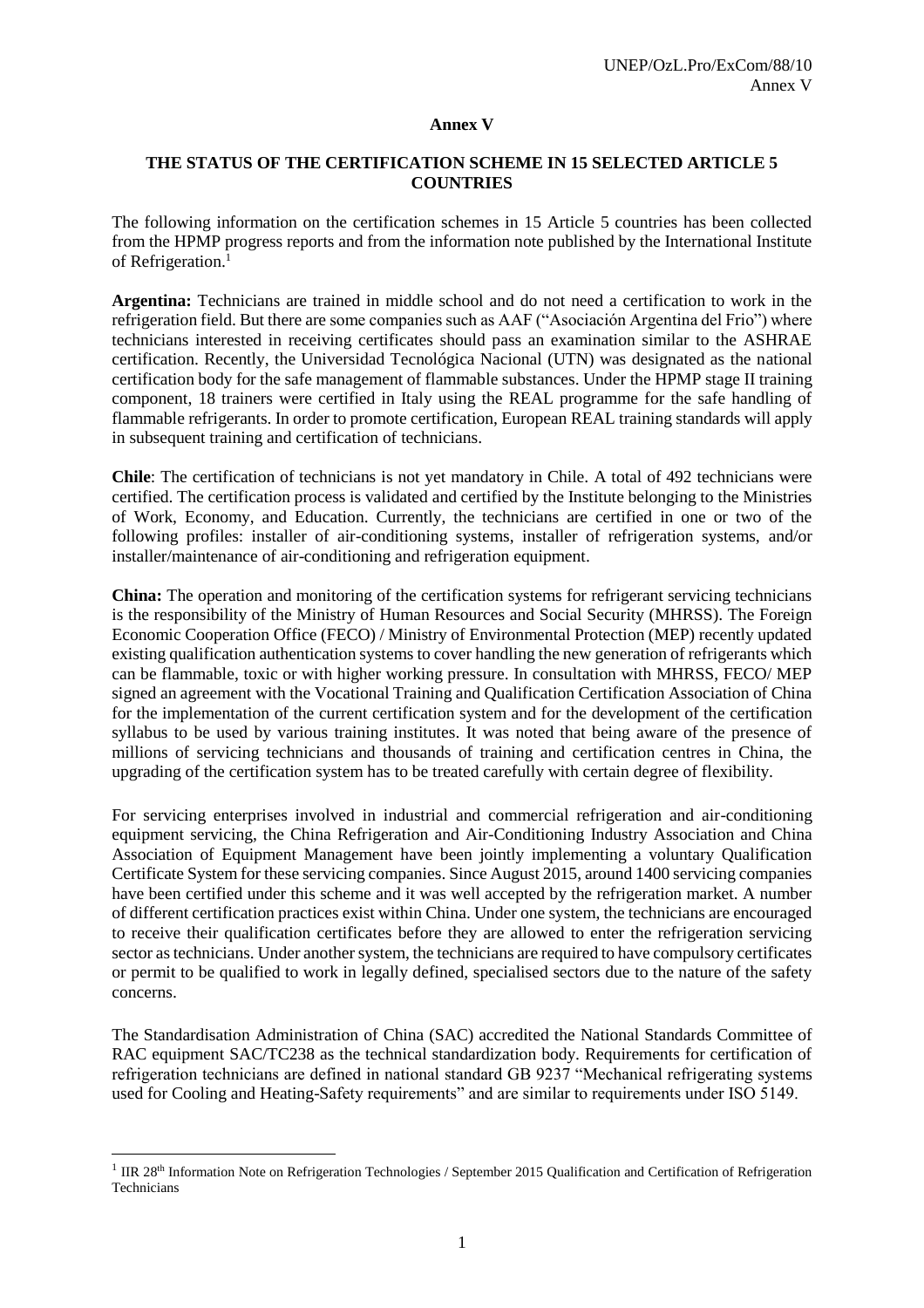# Annex V

## THE STATUS OF THE CERTIFICATION SCHEME IN 15 SELECTED ARTICLE 5 COUNTRIES

The following information on the certification schemes in 15 Article 5 countries has been collected from the HPMP progress reports and from the information note published by the International Institute of Refrigeration.[1]

**Argentina:** Technicians are trained in middle school and do not need a certification to work in the refrigeration field. But there are some companies such as AAF ("Asociación Argentina del Frio") where technicians interested in receiving certificates should pass an examination similar to the ASHRAE certification. Recently, the Universidad Tecnológica Nacional (UTN) was designated as the national certification body for the safe management of flammable substances. Under the HPMP stage II training component, 18 trainers were certified in Italy using the REAL programme for the safe handling of flammable refrigerants. In order to promote certification, European REAL training standards will apply in subsequent training and certification of technicians.

**Chile**: The certification of technicians is not yet mandatory in Chile. A total of 492 technicians were certified. The certification process is validated and certified by the Institute belonging to the Ministries of Work, Economy, and Education. Currently, the technicians are certified in one or two of the following profiles: installer of air-conditioning systems, installer of refrigeration systems, and/or installer/maintenance of air-conditioning and refrigeration equipment.

**China:** The operation and monitoring of the certification systems for refrigerant servicing technicians is the responsibility of the Ministry of Human Resources and Social Security (MHRSS). The Foreign Economic Cooperation Office (FECO) / Ministry of Environmental Protection (MEP) recently updated existing qualification authentication systems to cover handling the new generation of refrigerants which can be flammable, toxic or with higher working pressure. In consultation with MHRSS, FECO/ MEP signed an agreement with the Vocational Training and Qualification Certification Association of China for the implementation of the current certification system and for the development of the certification syllabus to be used by various training institutes. It was noted that being aware of the presence of millions of servicing technicians and thousands of training and certification centres in China, the upgrading of the certification system has to be treated carefully with certain degree of flexibility.

For servicing enterprises involved in industrial and commercial refrigeration and air-conditioning equipment servicing, the China Refrigeration and Air-Conditioning Industry Association and China Association of Equipment Management have been jointly implementing a voluntary Qualification Certificate System for these servicing companies. Since August 2015, around 1400 servicing companies have been certified under this scheme and it was well accepted by the refrigeration market. A number of different certification practices exist within China. Under one system, the technicians are encouraged to receive their qualification certificates before they are allowed to enter the refrigeration servicing sector as technicians. Under another system, the technicians are required to have compulsory certificates or permit to be qualified to work in legally defined, specialised sectors due to the nature of the safety concerns.

The Standardisation Administration of China (SAC) accredited the National Standards Committee of RAC equipment SAC/TC238 as the technical standardization body. Requirements for certification of refrigeration technicians are defined in national standard GB 9237 "Mechanical refrigerating systems used for Cooling and Heating-Safety requirements" and are similar to requirements under ISO 5149.

[1] IIR 28th Information Note on Refrigeration Technologies / September 2015 Qualification and Certification of Refrigeration Technicians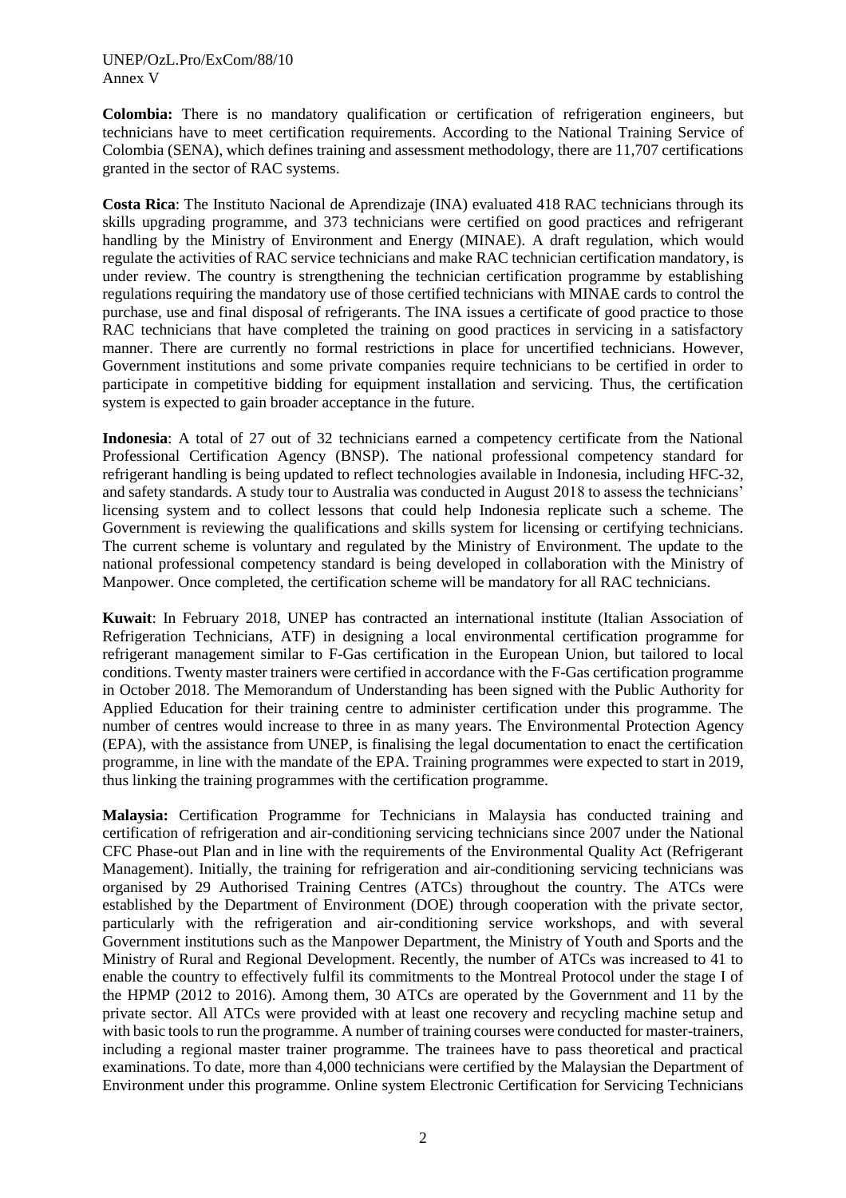**Colombia:** There is no mandatory qualification or certification of refrigeration engineers, but technicians have to meet certification requirements. According to the National Training Service of Colombia (SENA), which defines training and assessment methodology, there are 11,707 certifications granted in the sector of RAC systems.

**Costa Rica**: The Instituto Nacional de Aprendizaje (INA) evaluated 418 RAC technicians through its skills upgrading programme, and 373 technicians were certified on good practices and refrigerant handling by the Ministry of Environment and Energy (MINAE). A draft regulation, which would regulate the activities of RAC service technicians and make RAC technician certification mandatory, is under review. The country is strengthening the technician certification programme by establishing regulations requiring the mandatory use of those certified technicians with MINAE cards to control the purchase, use and final disposal of refrigerants. The INA issues a certificate of good practice to those RAC technicians that have completed the training on good practices in servicing in a satisfactory manner. There are currently no formal restrictions in place for uncertified technicians. However, Government institutions and some private companies require technicians to be certified in order to participate in competitive bidding for equipment installation and servicing. Thus, the certification system is expected to gain broader acceptance in the future.

**Indonesia**: A total of 27 out of 32 technicians earned a competency certificate from the National Professional Certification Agency (BNSP). The national professional competency standard for refrigerant handling is being updated to reflect technologies available in Indonesia, including HFC-32, and safety standards. A study tour to Australia was conducted in August 2018 to assess the technicians' licensing system and to collect lessons that could help Indonesia replicate such a scheme. The Government is reviewing the qualifications and skills system for licensing or certifying technicians. The current scheme is voluntary and regulated by the Ministry of Environment. The update to the national professional competency standard is being developed in collaboration with the Ministry of Manpower. Once completed, the certification scheme will be mandatory for all RAC technicians.

**Kuwait**: In February 2018, UNEP has contracted an international institute (Italian Association of Refrigeration Technicians, ATF) in designing a local environmental certification programme for refrigerant management similar to F-Gas certification in the European Union, but tailored to local conditions. Twenty master trainers were certified in accordance with the F-Gas certification programme in October 2018. The Memorandum of Understanding has been signed with the Public Authority for Applied Education for their training centre to administer certification under this programme. The number of centres would increase to three in as many years. The Environmental Protection Agency (EPA), with the assistance from UNEP, is finalising the legal documentation to enact the certification programme, in line with the mandate of the EPA. Training programmes were expected to start in 2019, thus linking the training programmes with the certification programme.

**Malaysia:** Certification Programme for Technicians in Malaysia has conducted training and certification of refrigeration and air-conditioning servicing technicians since 2007 under the National CFC Phase-out Plan and in line with the requirements of the Environmental Quality Act (Refrigerant Management). Initially, the training for refrigeration and air-conditioning servicing technicians was organised by 29 Authorised Training Centres (ATCs) throughout the country. The ATCs were established by the Department of Environment (DOE) through cooperation with the private sector, particularly with the refrigeration and air-conditioning service workshops, and with several Government institutions such as the Manpower Department, the Ministry of Youth and Sports and the Ministry of Rural and Regional Development. Recently, the number of ATCs was increased to 41 to enable the country to effectively fulfil its commitments to the Montreal Protocol under the stage I of the HPMP (2012 to 2016). Among them, 30 ATCs are operated by the Government and 11 by the private sector. All ATCs were provided with at least one recovery and recycling machine setup and with basic tools to run the programme. A number of training courses were conducted for master-trainers, including a regional master trainer programme. The trainees have to pass theoretical and practical examinations. To date, more than 4,000 technicians were certified by the Malaysian the Department of Environment under this programme. Online system Electronic Certification for Servicing Technicians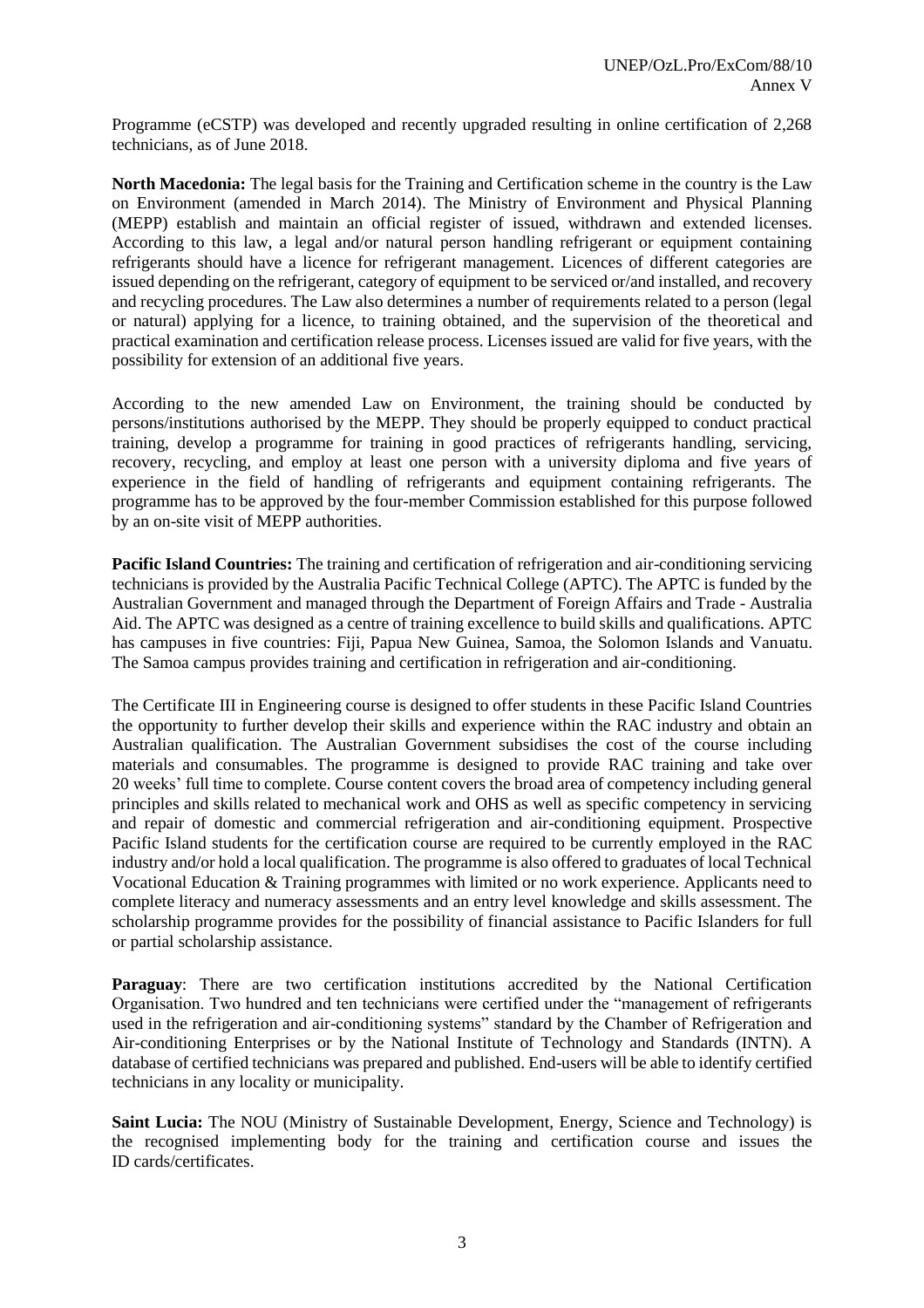Programme (eCSTP) was developed and recently upgraded resulting in online certification of 2,268 technicians, as of June 2018.

**North Macedonia:** The legal basis for the Training and Certification scheme in the country is the Law on Environment (amended in March 2014). The Ministry of Environment and Physical Planning (MEPP) establish and maintain an official register of issued, withdrawn and extended licenses. According to this law, a legal and/or natural person handling refrigerant or equipment containing refrigerants should have a licence for refrigerant management. Licences of different categories are issued depending on the refrigerant, category of equipment to be serviced or/and installed, and recovery and recycling procedures. The Law also determines a number of requirements related to a person (legal or natural) applying for a licence, to training obtained, and the supervision of the theoretical and practical examination and certification release process. Licenses issued are valid for five years, with the possibility for extension of an additional five years.

According to the new amended Law on Environment, the training should be conducted by persons/institutions authorised by the MEPP. They should be properly equipped to conduct practical training, develop a programme for training in good practices of refrigerants handling, servicing, recovery, recycling, and employ at least one person with a university diploma and five years of experience in the field of handling of refrigerants and equipment containing refrigerants. The programme has to be approved by the four-member Commission established for this purpose followed by an on-site visit of MEPP authorities.

**Pacific Island Countries:** The training and certification of refrigeration and air-conditioning servicing technicians is provided by the Australia Pacific Technical College (APTC). The APTC is funded by the Australian Government and managed through the Department of Foreign Affairs and Trade - Australia Aid. The APTC was designed as a centre of training excellence to build skills and qualifications. APTC has campuses in five countries: Fiji, Papua New Guinea, Samoa, the Solomon Islands and Vanuatu. The Samoa campus provides training and certification in refrigeration and air-conditioning.

The Certificate III in Engineering course is designed to offer students in these Pacific Island Countries the opportunity to further develop their skills and experience within the RAC industry and obtain an Australian qualification. The Australian Government subsidises the cost of the course including materials and consumables. The programme is designed to provide RAC training and take over 20 weeks' full time to complete. Course content covers the broad area of competency including general principles and skills related to mechanical work and OHS as well as specific competency in servicing and repair of domestic and commercial refrigeration and air-conditioning equipment. Prospective Pacific Island students for the certification course are required to be currently employed in the RAC industry and/or hold a local qualification. The programme is also offered to graduates of local Technical Vocational Education & Training programmes with limited or no work experience. Applicants need to complete literacy and numeracy assessments and an entry level knowledge and skills assessment. The scholarship programme provides for the possibility of financial assistance to Pacific Islanders for full or partial scholarship assistance.

**Paraguay**: There are two certification institutions accredited by the National Certification Organisation. Two hundred and ten technicians were certified under the "management of refrigerants used in the refrigeration and air-conditioning systems" standard by the Chamber of Refrigeration and Air-conditioning Enterprises or by the National Institute of Technology and Standards (INTN). A database of certified technicians was prepared and published. End-users will be able to identify certified technicians in any locality or municipality.

**Saint Lucia:** The NOU (Ministry of Sustainable Development, Energy, Science and Technology) is the recognised implementing body for the training and certification course and issues the ID cards/certificates.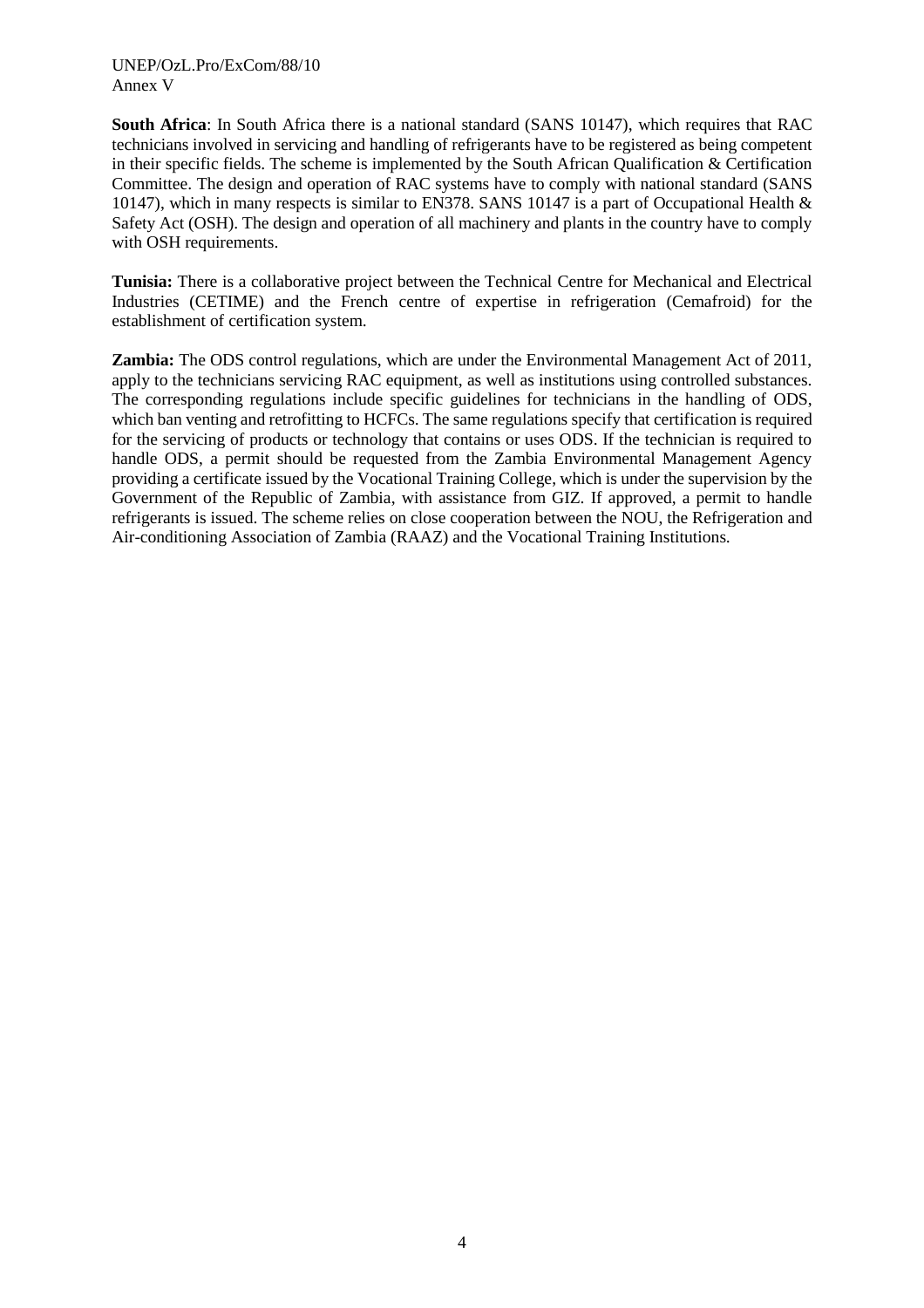**South Africa**: In South Africa there is a national standard (SANS 10147), which requires that RAC technicians involved in servicing and handling of refrigerants have to be registered as being competent in their specific fields. The scheme is implemented by the South African Qualification & Certification Committee. The design and operation of RAC systems have to comply with national standard (SANS 10147), which in many respects is similar to EN378. SANS 10147 is a part of Occupational Health & Safety Act (OSH). The design and operation of all machinery and plants in the country have to comply with OSH requirements.

**Tunisia:** There is a collaborative project between the Technical Centre for Mechanical and Electrical Industries (CETIME) and the French centre of expertise in refrigeration (Cemafroid) for the establishment of certification system.

**Zambia:** The ODS control regulations, which are under the Environmental Management Act of 2011, apply to the technicians servicing RAC equipment, as well as institutions using controlled substances. The corresponding regulations include specific guidelines for technicians in the handling of ODS, which ban venting and retrofitting to HCFCs. The same regulations specify that certification is required for the servicing of products or technology that contains or uses ODS. If the technician is required to handle ODS, a permit should be requested from the Zambia Environmental Management Agency providing a certificate issued by the Vocational Training College, which is under the supervision by the Government of the Republic of Zambia, with assistance from GIZ. If approved, a permit to handle refrigerants is issued. The scheme relies on close cooperation between the NOU, the Refrigeration and Air-conditioning Association of Zambia (RAAZ) and the Vocational Training Institutions.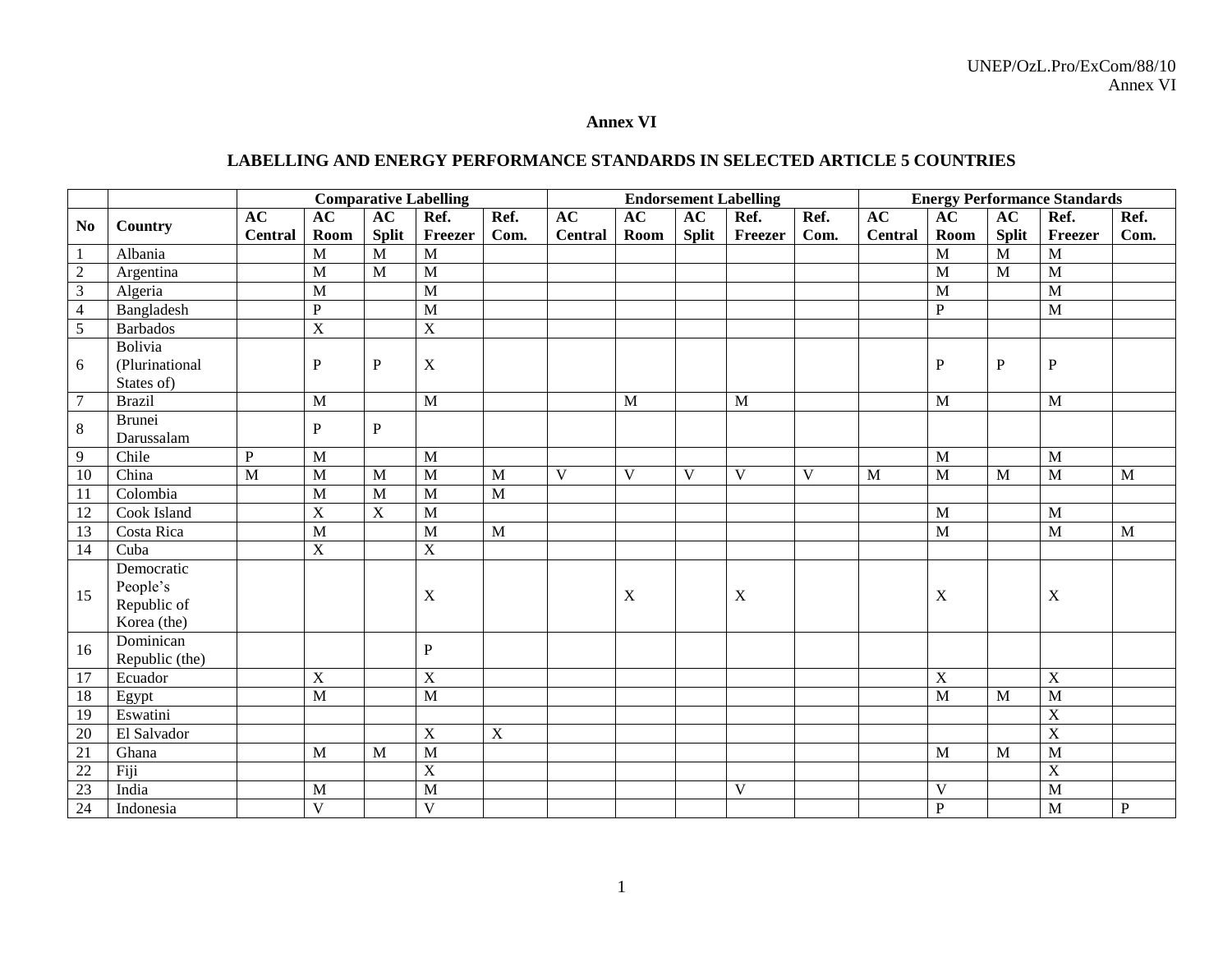# Annex VI

## LABELLING AND ENERGY PERFORMANCE STANDARDS IN SELECTED ARTICLE 5 COUNTRIES

| | | Comparative Labelling | | | | | Endorsement Labelling | | | | | Energy Performance Standards | | | | |
|---|---|---|---|---|---|---|---|---|---|---|---|---|---|---|---|---|
| **No** | **Country** | **AC Central** | **AC Room** | **AC Split** | **Ref. Freezer** | **Ref. Com.** | **AC Central** | **AC Room** | **AC Split** | **Ref. Freezer** | **Ref. Com.** | **AC Central** | **AC Room** | **AC Split** | **Ref. Freezer** | **Ref. Com.** |
| 1 | Albania | | M | M | M | | | | | | | | M | M | M | |
| 2 | Argentina | | M | M | M | | | | | | | | M | M | M | |
| 3 | Algeria | | M | | M | | | | | | | | M | | M | |
| 4 | Bangladesh | | P | | M | | | | | | | | P | | M | |
| 5 | Barbados | | X | | X | | | | | | | | | | | |
| 6 | Bolivia (Plurinational States of) | | P | P | X | | | | | | | | P | P | P | |
| 7 | Brazil | | M | | M | | | M | | M | | | M | | M | |
| 8 | Brunei Darussalam | | P | P | | | | | | | | | | | | |
| 9 | Chile | P | M | | M | | | | | | | | M | | M | |
| 10 | China | M | M | M | M | M | V | V | V | V | V | M | M | M | M | M |
| 11 | Colombia | | M | M | M | M | | | | | | | | | | |
| 12 | Cook Island | | X | X | M | | | | | | | | M | | M | |
| 13 | Costa Rica | | M | | M | M | | | | | | | M | | M | M |
| 14 | Cuba | | X | | X | | | | | | | | | | | |
| 15 | Democratic People's Republic of Korea (the) | | | | X | | | X | | X | | | X | | X | |
| 16 | Dominican Republic (the) | | | | P | | | | | | | | | | | |
| 17 | Ecuador | | X | | X | | | | | | | | X | | X | |
| 18 | Egypt | | M | | M | | | | | | | | M | M | M | |
| 19 | Eswatini | | | | | | | | | | | | | | X | |
| 20 | El Salvador | | | | X | X | | | | | | | | | X | |
| 21 | Ghana | | M | M | M | | | | | | | | M | M | M | |
| 22 | Fiji | | | | X | | | | | | | | | | X | |
| 23 | India | | M | | M | | | | | V | | | V | | M | |
| 24 | Indonesia | | V | | V | | | | | | | | P | | M | P |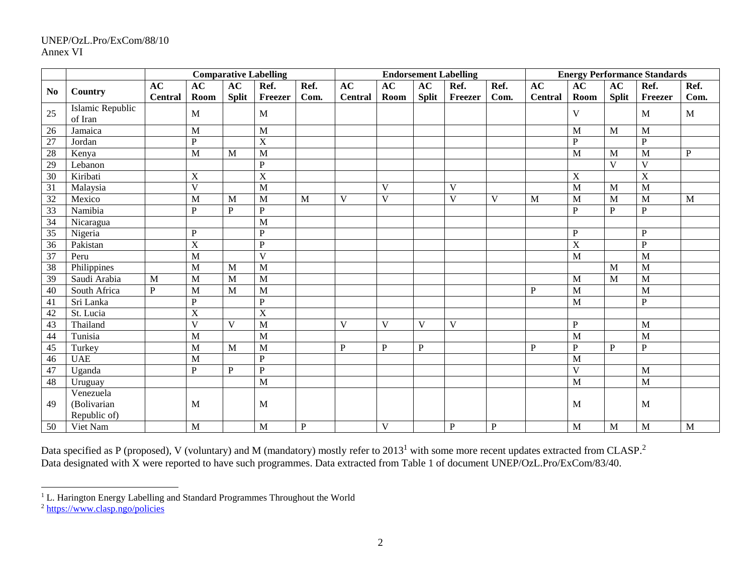| No | Country | Comparative Labelling | | | | | Endorsement Labelling | | | | | Energy Performance Standards | | | | |
|---|---|---|---|---|---|---|---|---|---|---|---|---|---|---|---|---|
| | | AC Central | AC Room | AC Split | Ref. Freezer | Ref. Com. | AC Central | AC Room | AC Split | Ref. Freezer | Ref. Com. | AC Central | AC Room | AC Split | Ref. Freezer | Ref. Com. |
| 25 | Islamic Republic of Iran | | M | | M | | | | | | | | V | | M | M |
| 26 | Jamaica | | M | | M | | | | | | | | M | M | M | |
| 27 | Jordan | | P | | X | | | | | | | | P | | P | |
| 28 | Kenya | | M | M | M | | | | | | | | M | M | M | P |
| 29 | Lebanon | | | | P | | | | | | | | | V | V | |
| 30 | Kiribati | | X | | X | | | | | | | | X | | X | |
| 31 | Malaysia | | V | | M | | | V | | V | | | M | M | M | |
| 32 | Mexico | | M | M | M | M | V | V | | V | V | M | M | M | M | M |
| 33 | Namibia | | P | P | P | | | | | | | | P | P | P | |
| 34 | Nicaragua | | | | M | | | | | | | | | | | |
| 35 | Nigeria | | P | | P | | | | | | | | P | | P | |
| 36 | Pakistan | | X | | P | | | | | | | | X | | P | |
| 37 | Peru | | M | | V | | | | | | | | M | | M | |
| 38 | Philippines | | M | M | M | | | | | | | | | M | M | |
| 39 | Saudi Arabia | M | M | M | M | | | | | | | | M | M | M | |
| 40 | South Africa | P | M | M | M | | | | | | | P | M | | M | |
| 41 | Sri Lanka | | P | | P | | | | | | | | M | | P | |
| 42 | St. Lucia | | X | | X | | | | | | | | | | | |
| 43 | Thailand | | V | V | M | | V | V | V | V | | | P | | M | |
| 44 | Tunisia | | M | | M | | | | | | | | M | | M | |
| 45 | Turkey | | M | M | M | | P | P | P | | | P | P | P | P | |
| 46 | UAE | | M | | P | | | | | | | | M | | | |
| 47 | Uganda | | P | P | P | | | | | | | | V | | M | |
| 48 | Uruguay | | | | M | | | | | | | | M | | M | |
| 49 | Venezuela (Bolivarian Republic of) | | M | | M | | | | | | | | M | | M | |
| 50 | Viet Nam | | M | | M | P | | V | | P | P | | M | M | M | M |

Data specified as P (proposed), V (voluntary) and M (mandatory) mostly refer to 2013[1] with some more recent updates extracted from CLASP.[2]
Data designated with X were reported to have such programmes. Data extracted from Table 1 of document UNEP/OzL.Pro/ExCom/83/40.

[1] L. Harington Energy Labelling and Standard Programmes Throughout the World

[2] https://www.clasp.ngo/policies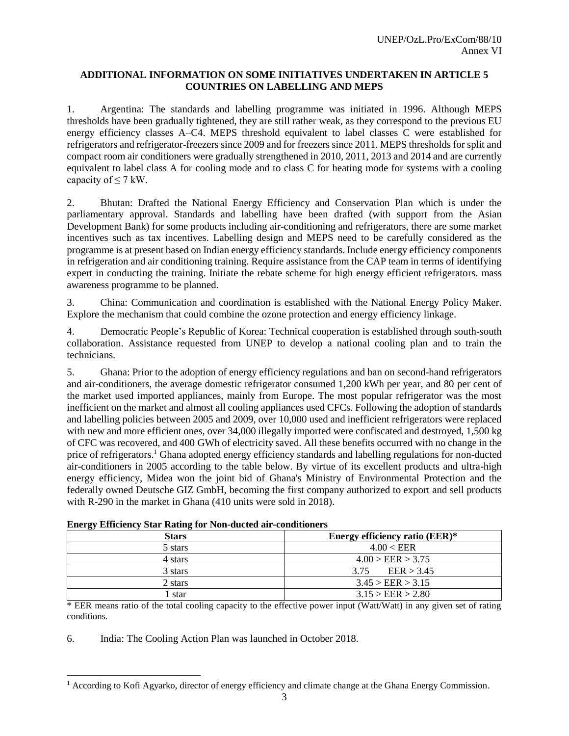## ADDITIONAL INFORMATION ON SOME INITIATIVES UNDERTAKEN IN ARTICLE 5 COUNTRIES ON LABELLING AND MEPS

1. Argentina: The standards and labelling programme was initiated in 1996. Although MEPS thresholds have been gradually tightened, they are still rather weak, as they correspond to the previous EU energy efficiency classes A–C4. MEPS threshold equivalent to label classes C were established for refrigerators and refrigerator-freezers since 2009 and for freezers since 2011. MEPS thresholds for split and compact room air conditioners were gradually strengthened in 2010, 2011, 2013 and 2014 and are currently equivalent to label class A for cooling mode and to class C for heating mode for systems with a cooling capacity of ≤ 7 kW.

2. Bhutan: Drafted the National Energy Efficiency and Conservation Plan which is under the parliamentary approval. Standards and labelling have been drafted (with support from the Asian Development Bank) for some products including air-conditioning and refrigerators, there are some market incentives such as tax incentives. Labelling design and MEPS need to be carefully considered as the programme is at present based on Indian energy efficiency standards. Include energy efficiency components in refrigeration and air conditioning training. Require assistance from the CAP team in terms of identifying expert in conducting the training. Initiate the rebate scheme for high energy efficient refrigerators. mass awareness programme to be planned.

3. China: Communication and coordination is established with the National Energy Policy Maker. Explore the mechanism that could combine the ozone protection and energy efficiency linkage.

4. Democratic People's Republic of Korea: Technical cooperation is established through south-south collaboration. Assistance requested from UNEP to develop a national cooling plan and to train the technicians.

5. Ghana: Prior to the adoption of energy efficiency regulations and ban on second-hand refrigerators and air-conditioners, the average domestic refrigerator consumed 1,200 kWh per year, and 80 per cent of the market used imported appliances, mainly from Europe. The most popular refrigerator was the most inefficient on the market and almost all cooling appliances used CFCs. Following the adoption of standards and labelling policies between 2005 and 2009, over 10,000 used and inefficient refrigerators were replaced with new and more efficient ones, over 34,000 illegally imported were confiscated and destroyed, 1,500 kg of CFC was recovered, and 400 GWh of electricity saved. All these benefits occurred with no change in the price of refrigerators.[1] Ghana adopted energy efficiency standards and labelling regulations for non-ducted air-conditioners in 2005 according to the table below. By virtue of its excellent products and ultra-high energy efficiency, Midea won the joint bid of Ghana's Ministry of Environmental Protection and the federally owned Deutsche GIZ GmbH, becoming the first company authorized to export and sell products with R-290 in the market in Ghana (410 units were sold in 2018).

**Energy Efficiency Star Rating for Non-ducted air-conditioners**

| Stars | Energy efficiency ratio (EER)* |
|---|---|
| 5 stars | 4.00 < EER |
| 4 stars | 4.00 > EER > 3.75 |
| 3 stars | 3.75 EER > 3.45 |
| 2 stars | 3.45 > EER > 3.15 |
| 1 star | 3.15 > EER > 2.80 |

\* EER means ratio of the total cooling capacity to the effective power input (Watt/Watt) in any given set of rating conditions.

6. India: The Cooling Action Plan was launched in October 2018.

[1] According to Kofi Agyarko, director of energy efficiency and climate change at the Ghana Energy Commission.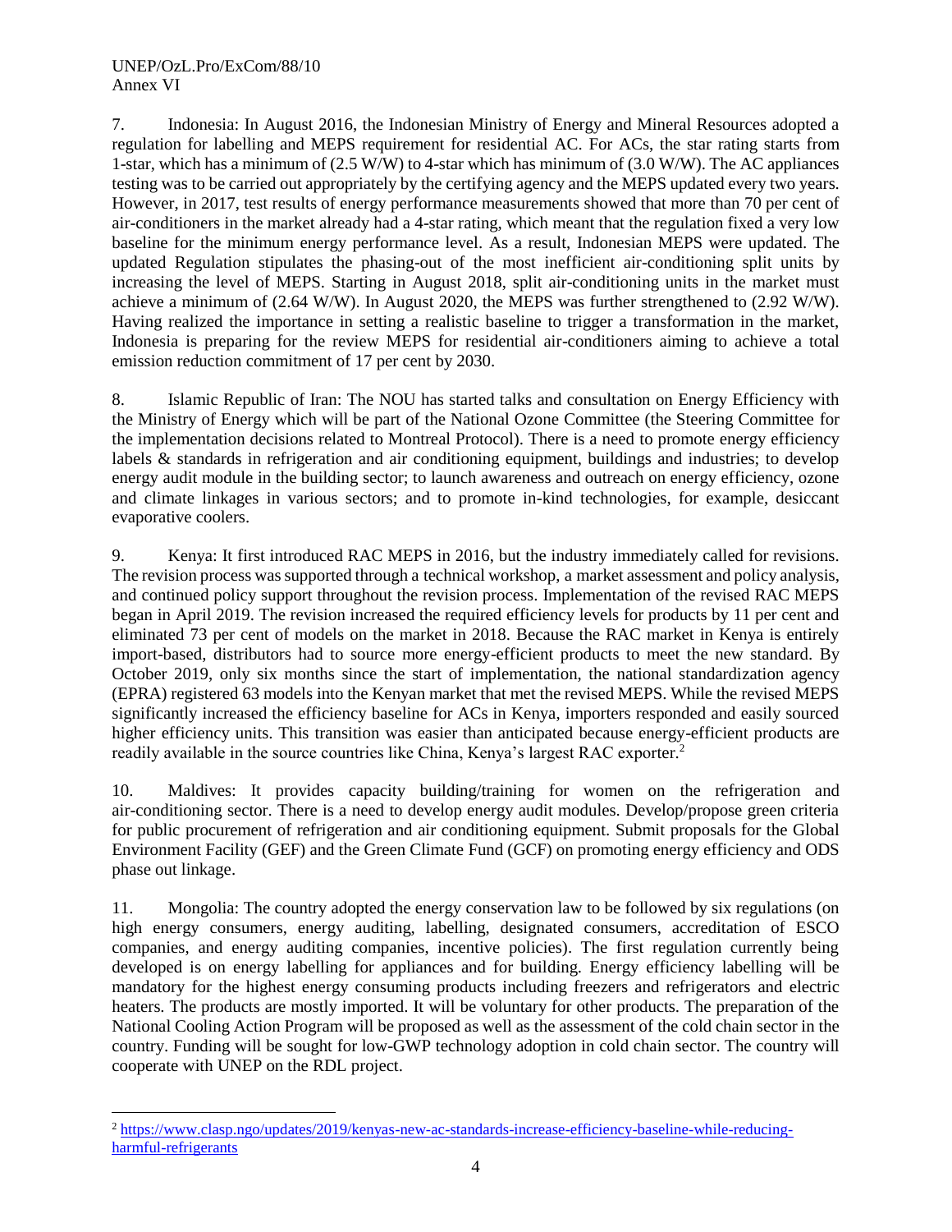7. Indonesia: In August 2016, the Indonesian Ministry of Energy and Mineral Resources adopted a regulation for labelling and MEPS requirement for residential AC. For ACs, the star rating starts from 1-star, which has a minimum of (2.5 W/W) to 4-star which has minimum of (3.0 W/W). The AC appliances testing was to be carried out appropriately by the certifying agency and the MEPS updated every two years. However, in 2017, test results of energy performance measurements showed that more than 70 per cent of air-conditioners in the market already had a 4-star rating, which meant that the regulation fixed a very low baseline for the minimum energy performance level. As a result, Indonesian MEPS were updated. The updated Regulation stipulates the phasing-out of the most inefficient air-conditioning split units by increasing the level of MEPS. Starting in August 2018, split air-conditioning units in the market must achieve a minimum of (2.64 W/W). In August 2020, the MEPS was further strengthened to (2.92 W/W). Having realized the importance in setting a realistic baseline to trigger a transformation in the market, Indonesia is preparing for the review MEPS for residential air-conditioners aiming to achieve a total emission reduction commitment of 17 per cent by 2030.

8. Islamic Republic of Iran: The NOU has started talks and consultation on Energy Efficiency with the Ministry of Energy which will be part of the National Ozone Committee (the Steering Committee for the implementation decisions related to Montreal Protocol). There is a need to promote energy efficiency labels & standards in refrigeration and air conditioning equipment, buildings and industries; to develop energy audit module in the building sector; to launch awareness and outreach on energy efficiency, ozone and climate linkages in various sectors; and to promote in-kind technologies, for example, desiccant evaporative coolers.

9. Kenya: It first introduced RAC MEPS in 2016, but the industry immediately called for revisions. The revision process was supported through a technical workshop, a market assessment and policy analysis, and continued policy support throughout the revision process. Implementation of the revised RAC MEPS began in April 2019. The revision increased the required efficiency levels for products by 11 per cent and eliminated 73 per cent of models on the market in 2018. Because the RAC market in Kenya is entirely import-based, distributors had to source more energy-efficient products to meet the new standard. By October 2019, only six months since the start of implementation, the national standardization agency (EPRA) registered 63 models into the Kenyan market that met the revised MEPS. While the revised MEPS significantly increased the efficiency baseline for ACs in Kenya, importers responded and easily sourced higher efficiency units. This transition was easier than anticipated because energy-efficient products are readily available in the source countries like China, Kenya's largest RAC exporter.[2]

10. Maldives: It provides capacity building/training for women on the refrigeration and air-conditioning sector. There is a need to develop energy audit modules. Develop/propose green criteria for public procurement of refrigeration and air conditioning equipment. Submit proposals for the Global Environment Facility (GEF) and the Green Climate Fund (GCF) on promoting energy efficiency and ODS phase out linkage.

11. Mongolia: The country adopted the energy conservation law to be followed by six regulations (on high energy consumers, energy auditing, labelling, designated consumers, accreditation of ESCO companies, and energy auditing companies, incentive policies). The first regulation currently being developed is on energy labelling for appliances and for building. Energy efficiency labelling will be mandatory for the highest energy consuming products including freezers and refrigerators and electric heaters. The products are mostly imported. It will be voluntary for other products. The preparation of the National Cooling Action Program will be proposed as well as the assessment of the cold chain sector in the country. Funding will be sought for low-GWP technology adoption in cold chain sector. The country will cooperate with UNEP on the RDL project.

[2] https://www.clasp.ngo/updates/2019/kenyas-new-ac-standards-increase-efficiency-baseline-while-reducing-harmful-refrigerants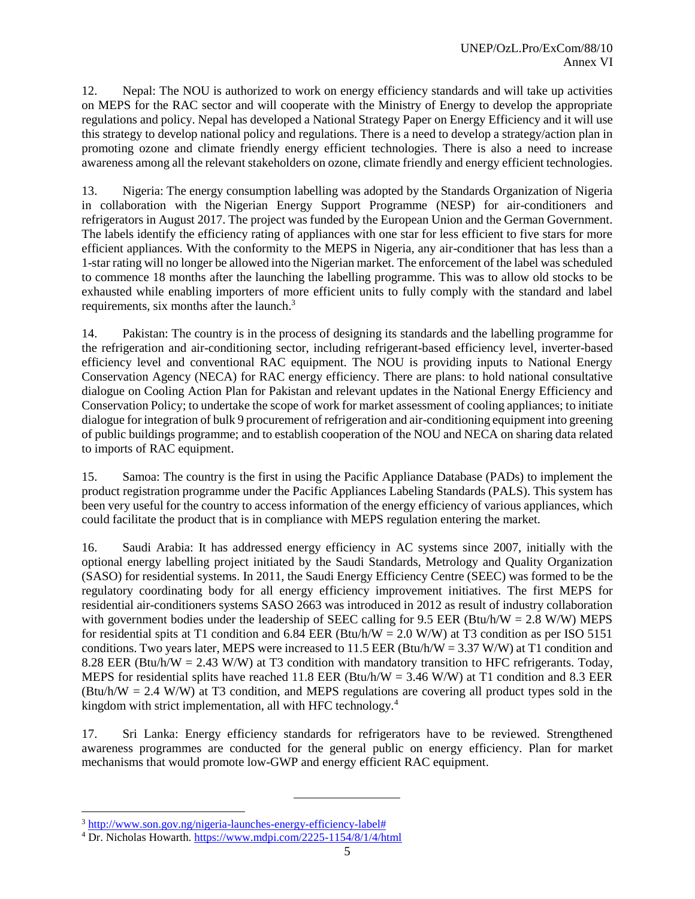12. Nepal: The NOU is authorized to work on energy efficiency standards and will take up activities on MEPS for the RAC sector and will cooperate with the Ministry of Energy to develop the appropriate regulations and policy. Nepal has developed a National Strategy Paper on Energy Efficiency and it will use this strategy to develop national policy and regulations. There is a need to develop a strategy/action plan in promoting ozone and climate friendly energy efficient technologies. There is also a need to increase awareness among all the relevant stakeholders on ozone, climate friendly and energy efficient technologies.

13. Nigeria: The energy consumption labelling was adopted by the Standards Organization of Nigeria in collaboration with the Nigerian Energy Support Programme (NESP) for air-conditioners and refrigerators in August 2017. The project was funded by the European Union and the German Government. The labels identify the efficiency rating of appliances with one star for less efficient to five stars for more efficient appliances. With the conformity to the MEPS in Nigeria, any air-conditioner that has less than a 1-star rating will no longer be allowed into the Nigerian market. The enforcement of the label was scheduled to commence 18 months after the launching the labelling programme. This was to allow old stocks to be exhausted while enabling importers of more efficient units to fully comply with the standard and label requirements, six months after the launch.[3]

14. Pakistan: The country is in the process of designing its standards and the labelling programme for the refrigeration and air-conditioning sector, including refrigerant-based efficiency level, inverter-based efficiency level and conventional RAC equipment. The NOU is providing inputs to National Energy Conservation Agency (NECA) for RAC energy efficiency. There are plans: to hold national consultative dialogue on Cooling Action Plan for Pakistan and relevant updates in the National Energy Efficiency and Conservation Policy; to undertake the scope of work for market assessment of cooling appliances; to initiate dialogue for integration of bulk 9 procurement of refrigeration and air-conditioning equipment into greening of public buildings programme; and to establish cooperation of the NOU and NECA on sharing data related to imports of RAC equipment.

15. Samoa: The country is the first in using the Pacific Appliance Database (PADs) to implement the product registration programme under the Pacific Appliances Labeling Standards (PALS). This system has been very useful for the country to access information of the energy efficiency of various appliances, which could facilitate the product that is in compliance with MEPS regulation entering the market.

16. Saudi Arabia: It has addressed energy efficiency in AC systems since 2007, initially with the optional energy labelling project initiated by the Saudi Standards, Metrology and Quality Organization (SASO) for residential systems. In 2011, the Saudi Energy Efficiency Centre (SEEC) was formed to be the regulatory coordinating body for all energy efficiency improvement initiatives. The first MEPS for residential air-conditioners systems SASO 2663 was introduced in 2012 as result of industry collaboration with government bodies under the leadership of SEEC calling for 9.5 EER (Btu/h/W = 2.8 W/W) MEPS for residential spits at T1 condition and 6.84 EER (Btu/h/W = 2.0 W/W) at T3 condition as per ISO 5151 conditions. Two years later, MEPS were increased to 11.5 EER (Btu/h/W = 3.37 W/W) at T1 condition and 8.28 EER (Btu/h/W = 2.43 W/W) at T3 condition with mandatory transition to HFC refrigerants. Today, MEPS for residential splits have reached 11.8 EER (Btu/h/W = 3.46 W/W) at T1 condition and 8.3 EER (Btu/h/W = 2.4 W/W) at T3 condition, and MEPS regulations are covering all product types sold in the kingdom with strict implementation, all with HFC technology.[4]

17. Sri Lanka: Energy efficiency standards for refrigerators have to be reviewed. Strengthened awareness programmes are conducted for the general public on energy efficiency. Plan for market mechanisms that would promote low-GWP and energy efficient RAC equipment.

---

[3] http://www.son.gov.ng/nigeria-launches-energy-efficiency-label#

[4] Dr. Nicholas Howarth. https://www.mdpi.com/2225-1154/8/1/4/html